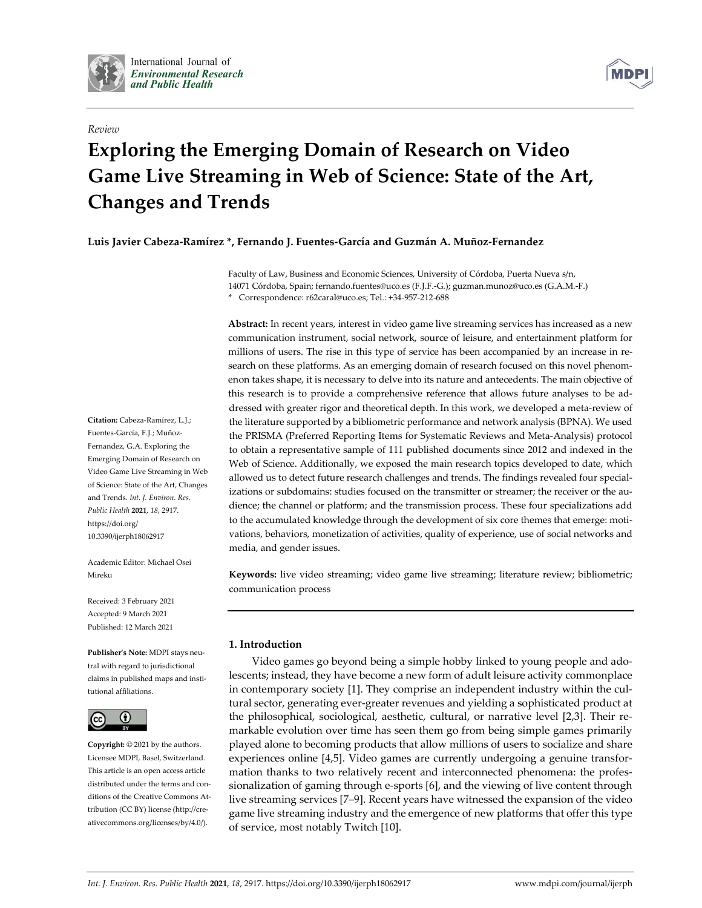*Review*

# Exploring the Emerging Domain of Research on Video Game Live Streaming in Web of Science: State of the Art, Changes and Trends

**Luis Javier Cabeza-Ramírez \*, Fernando J. Fuentes-García and Guzmán A. Muñoz-Fernandez**

Faculty of Law, Business and Economic Sciences, University of Córdoba, Puerta Nueva s/n, 14071 Córdoba, Spain; fernando.fuentes@uco.es (F.J.F.-G.); guzman.munoz@uco.es (G.A.M.-F.)
\* Correspondence: r62caral@uco.es; Tel.: +34-957-212-688

**Abstract:** In recent years, interest in video game live streaming services has increased as a new communication instrument, social network, source of leisure, and entertainment platform for millions of users. The rise in this type of service has been accompanied by an increase in research on these platforms. As an emerging domain of research focused on this novel phenomenon takes shape, it is necessary to delve into its nature and antecedents. The main objective of this research is to provide a comprehensive reference that allows future analyses to be addressed with greater rigor and theoretical depth. In this work, we developed a meta-review of the literature supported by a bibliometric performance and network analysis (BPNA). We used the PRISMA (Preferred Reporting Items for Systematic Reviews and Meta-Analysis) protocol to obtain a representative sample of 111 published documents since 2012 and indexed in the Web of Science. Additionally, we exposed the main research topics developed to date, which allowed us to detect future research challenges and trends. The findings revealed four specializations or subdomains: studies focused on the transmitter or streamer; the receiver or the audience; the channel or platform; and the transmission process. These four specializations add to the accumulated knowledge through the development of six core themes that emerge: motivations, behaviors, monetization of activities, quality of experience, use of social networks and media, and gender issues.

**Keywords:** live video streaming; video game live streaming; literature review; bibliometric; communication process

**Citation:** Cabeza-Ramírez, L.J.; Fuentes-García, F.J.; Muñoz-Fernandez, G.A. Exploring the Emerging Domain of Research on Video Game Live Streaming in Web of Science: State of the Art, Changes and Trends. *Int. J. Environ. Res. Public Health* **2021**, *18*, 2917. https://doi.org/10.3390/ijerph18062917

Academic Editor: Michael Osei Mireku

Received: 3 February 2021
Accepted: 9 March 2021
Published: 12 March 2021

**Publisher's Note:** MDPI stays neutral with regard to jurisdictional claims in published maps and institutional affiliations.

**Copyright:** © 2021 by the authors. Licensee MDPI, Basel, Switzerland. This article is an open access article distributed under the terms and conditions of the Creative Commons Attribution (CC BY) license (http://creativecommons.org/licenses/by/4.0/).

## 1. Introduction

Video games go beyond being a simple hobby linked to young people and adolescents; instead, they have become a new form of adult leisure activity commonplace in contemporary society [1]. They comprise an independent industry within the cultural sector, generating ever-greater revenues and yielding a sophisticated product at the philosophical, sociological, aesthetic, cultural, or narrative level [2,3]. Their remarkable evolution over time has seen them go from being simple games primarily played alone to becoming products that allow millions of users to socialize and share experiences online [4,5]. Video games are currently undergoing a genuine transformation thanks to two relatively recent and interconnected phenomena: the professionalization of gaming through e-sports [6], and the viewing of live content through live streaming services [7–9]. Recent years have witnessed the expansion of the video game live streaming industry and the emergence of new platforms that offer this type of service, most notably Twitch [10].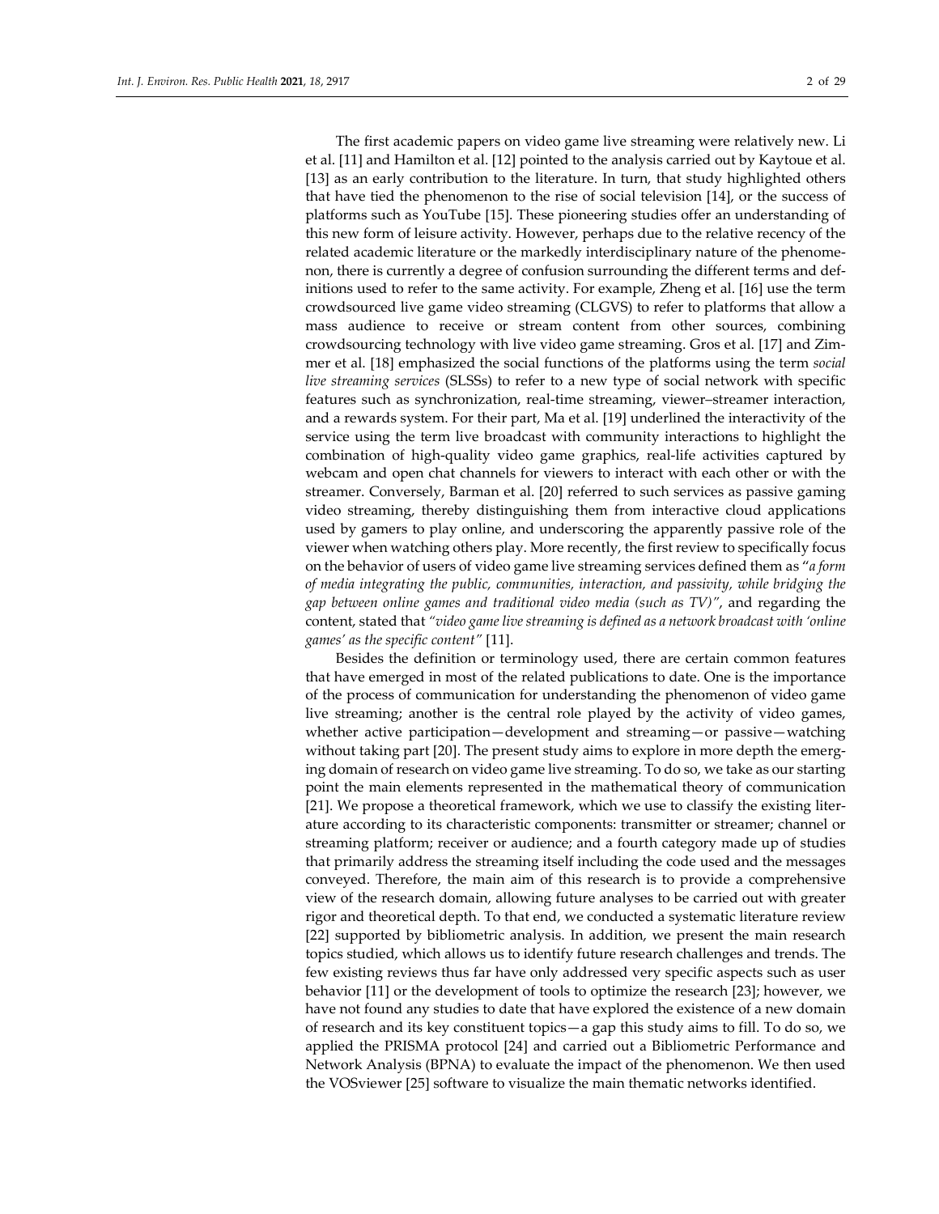The first academic papers on video game live streaming were relatively new. Li et al. [11] and Hamilton et al. [12] pointed to the analysis carried out by Kaytoue et al. [13] as an early contribution to the literature. In turn, that study highlighted others that have tied the phenomenon to the rise of social television [14], or the success of platforms such as YouTube [15]. These pioneering studies offer an understanding of this new form of leisure activity. However, perhaps due to the relative recency of the related academic literature or the markedly interdisciplinary nature of the phenomenon, there is currently a degree of confusion surrounding the different terms and definitions used to refer to the same activity. For example, Zheng et al. [16] use the term crowdsourced live game video streaming (CLGVS) to refer to platforms that allow a mass audience to receive or stream content from other sources, combining crowdsourcing technology with live video game streaming. Gros et al. [17] and Zimmer et al. [18] emphasized the social functions of the platforms using the term *social live streaming services* (SLSSs) to refer to a new type of social network with specific features such as synchronization, real-time streaming, viewer–streamer interaction, and a rewards system. For their part, Ma et al. [19] underlined the interactivity of the service using the term live broadcast with community interactions to highlight the combination of high-quality video game graphics, real-life activities captured by webcam and open chat channels for viewers to interact with each other or with the streamer. Conversely, Barman et al. [20] referred to such services as passive gaming video streaming, thereby distinguishing them from interactive cloud applications used by gamers to play online, and underscoring the apparently passive role of the viewer when watching others play. More recently, the first review to specifically focus on the behavior of users of video game live streaming services defined them as "*a form of media integrating the public, communities, interaction, and passivity, while bridging the gap between online games and traditional video media (such as TV)"*, and regarding the content, stated that *"video game live streaming is defined as a network broadcast with 'online games' as the specific content"* [11].

Besides the definition or terminology used, there are certain common features that have emerged in most of the related publications to date. One is the importance of the process of communication for understanding the phenomenon of video game live streaming; another is the central role played by the activity of video games, whether active participation—development and streaming—or passive—watching without taking part [20]. The present study aims to explore in more depth the emerging domain of research on video game live streaming. To do so, we take as our starting point the main elements represented in the mathematical theory of communication [21]. We propose a theoretical framework, which we use to classify the existing literature according to its characteristic components: transmitter or streamer; channel or streaming platform; receiver or audience; and a fourth category made up of studies that primarily address the streaming itself including the code used and the messages conveyed. Therefore, the main aim of this research is to provide a comprehensive view of the research domain, allowing future analyses to be carried out with greater rigor and theoretical depth. To that end, we conducted a systematic literature review [22] supported by bibliometric analysis. In addition, we present the main research topics studied, which allows us to identify future research challenges and trends. The few existing reviews thus far have only addressed very specific aspects such as user behavior [11] or the development of tools to optimize the research [23]; however, we have not found any studies to date that have explored the existence of a new domain of research and its key constituent topics—a gap this study aims to fill. To do so, we applied the PRISMA protocol [24] and carried out a Bibliometric Performance and Network Analysis (BPNA) to evaluate the impact of the phenomenon. We then used the VOSviewer [25] software to visualize the main thematic networks identified.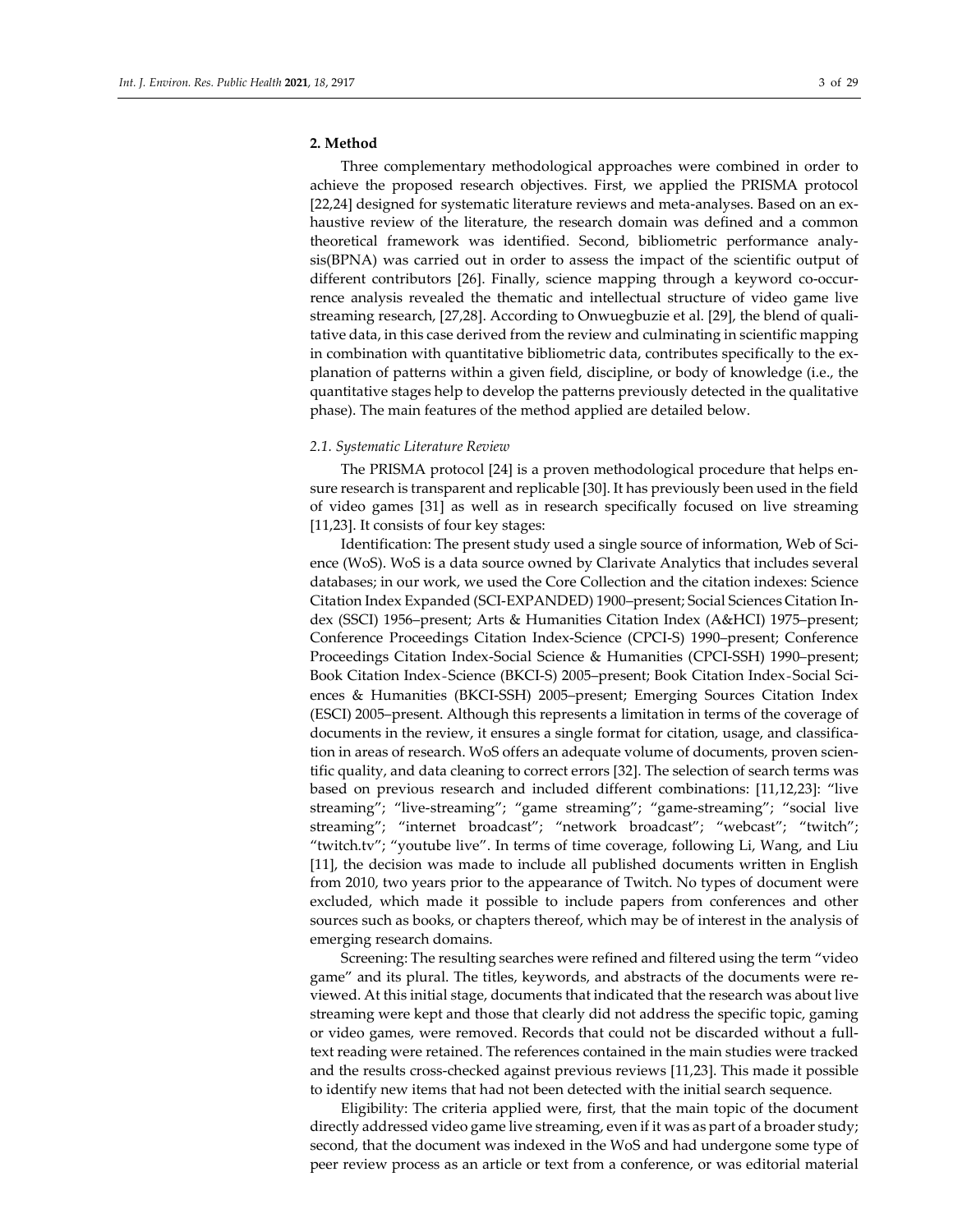## 2. Method

Three complementary methodological approaches were combined in order to achieve the proposed research objectives. First, we applied the PRISMA protocol [22,24] designed for systematic literature reviews and meta-analyses. Based on an exhaustive review of the literature, the research domain was defined and a common theoretical framework was identified. Second, bibliometric performance analysis(BPNA) was carried out in order to assess the impact of the scientific output of different contributors [26]. Finally, science mapping through a keyword co-occurrence analysis revealed the thematic and intellectual structure of video game live streaming research, [27,28]. According to Onwuegbuzie et al. [29], the blend of qualitative data, in this case derived from the review and culminating in scientific mapping in combination with quantitative bibliometric data, contributes specifically to the explanation of patterns within a given field, discipline, or body of knowledge (i.e., the quantitative stages help to develop the patterns previously detected in the qualitative phase). The main features of the method applied are detailed below.

### *2.1. Systematic Literature Review*

The PRISMA protocol [24] is a proven methodological procedure that helps ensure research is transparent and replicable [30]. It has previously been used in the field of video games [31] as well as in research specifically focused on live streaming [11,23]. It consists of four key stages:

Identification: The present study used a single source of information, Web of Science (WoS). WoS is a data source owned by Clarivate Analytics that includes several databases; in our work, we used the Core Collection and the citation indexes: Science Citation Index Expanded (SCI-EXPANDED) 1900–present; Social Sciences Citation Index (SSCI) 1956–present; Arts & Humanities Citation Index (A&HCI) 1975–present; Conference Proceedings Citation Index-Science (CPCI-S) 1990–present; Conference Proceedings Citation Index-Social Science & Humanities (CPCI-SSH) 1990–present; Book Citation Index-Science (BKCI-S) 2005–present; Book Citation Index-Social Sciences & Humanities (BKCI-SSH) 2005–present; Emerging Sources Citation Index (ESCI) 2005–present. Although this represents a limitation in terms of the coverage of documents in the review, it ensures a single format for citation, usage, and classification in areas of research. WoS offers an adequate volume of documents, proven scientific quality, and data cleaning to correct errors [32]. The selection of search terms was based on previous research and included different combinations: [11,12,23]: "live streaming"; "live-streaming"; "game streaming"; "game-streaming"; "social live streaming"; "internet broadcast"; "network broadcast"; "webcast"; "twitch"; "twitch.tv"; "youtube live". In terms of time coverage, following Li, Wang, and Liu [11], the decision was made to include all published documents written in English from 2010, two years prior to the appearance of Twitch. No types of document were excluded, which made it possible to include papers from conferences and other sources such as books, or chapters thereof, which may be of interest in the analysis of emerging research domains.

Screening: The resulting searches were refined and filtered using the term "video game" and its plural. The titles, keywords, and abstracts of the documents were reviewed. At this initial stage, documents that indicated that the research was about live streaming were kept and those that clearly did not address the specific topic, gaming or video games, were removed. Records that could not be discarded without a full-text reading were retained. The references contained in the main studies were tracked and the results cross-checked against previous reviews [11,23]. This made it possible to identify new items that had not been detected with the initial search sequence.

Eligibility: The criteria applied were, first, that the main topic of the document directly addressed video game live streaming, even if it was as part of a broader study; second, that the document was indexed in the WoS and had undergone some type of peer review process as an article or text from a conference, or was editorial material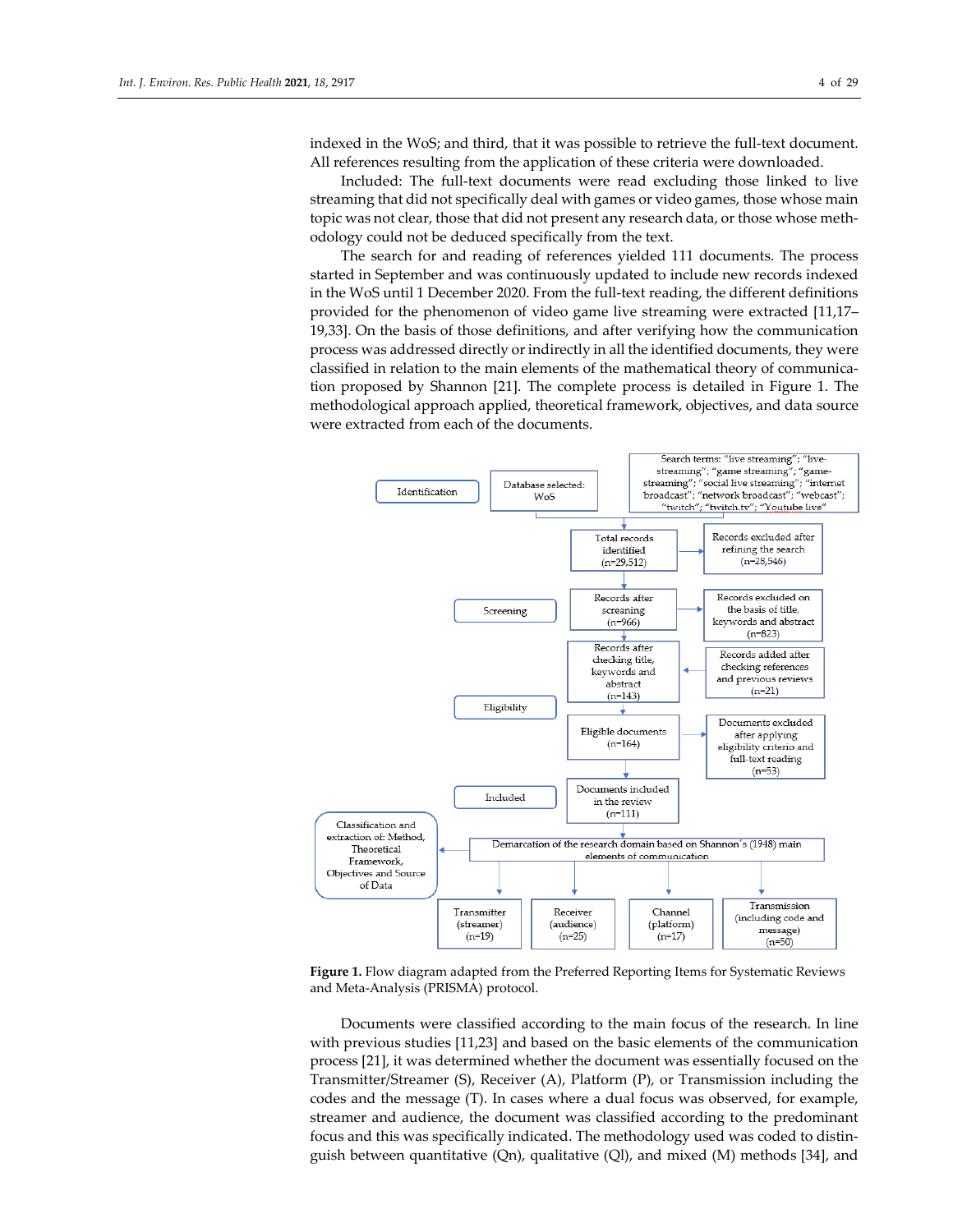indexed in the WoS; and third, that it was possible to retrieve the full-text document. All references resulting from the application of these criteria were downloaded.

Included: The full-text documents were read excluding those linked to live streaming that did not specifically deal with games or video games, those whose main topic was not clear, those that did not present any research data, or those whose methodology could not be deduced specifically from the text.

The search for and reading of references yielded 111 documents. The process started in September and was continuously updated to include new records indexed in the WoS until 1 December 2020. From the full-text reading, the different definitions provided for the phenomenon of video game live streaming were extracted [11,17–19,33]. On the basis of those definitions, and after verifying how the communication process was addressed directly or indirectly in all the identified documents, they were classified in relation to the main elements of the mathematical theory of communication proposed by Shannon [21]. The complete process is detailed in Figure 1. The methodological approach applied, theoretical framework, objectives, and data source were extracted from each of the documents.

Identification

Database selected: WoS

Search terms: "live streaming"; "live-streaming"; "game streaming"; "game-streaming"; "social live streaming"; "internet broadcast"; "network broadcast"; "webcast"; "twitch"; "twitch.tv"; "Youtube live"

Total records identified (n=29,512)

Records excluded after refining the search (n=28,546)

Screening

Records after screaning (n=966)

Records excluded on the basis of title, keywords and abstract (n=823)

Records after checking title, keywords and abstract (n=143)

Records added after checking references and previous reviews (n=21)

Eligibility

Eligible documents (n=164)

Documents excluded after applying eligibility criterio and full-text reading (n=53)

Included

Documents included in the review (n=111)

Demarcation of the research domain based on Shannon´s (1948) main elements of communication

Classification and extraction of: Method, Theoretical Framework, Objectives and Source of Data

Transmitter (streamer) (n=19)

Receiver (audience) (n=25)

Channel (platform) (n=17)

Transmission (including code and message) (n=50)

**Figure 1.** Flow diagram adapted from the Preferred Reporting Items for Systematic Reviews and Meta-Analysis (PRISMA) protocol.

Documents were classified according to the main focus of the research. In line with previous studies [11,23] and based on the basic elements of the communication process [21], it was determined whether the document was essentially focused on the Transmitter/Streamer (S), Receiver (A), Platform (P), or Transmission including the codes and the message (T). In cases where a dual focus was observed, for example, streamer and audience, the document was classified according to the predominant focus and this was specifically indicated. The methodology used was coded to distinguish between quantitative (Qn), qualitative (Ql), and mixed (M) methods [34], and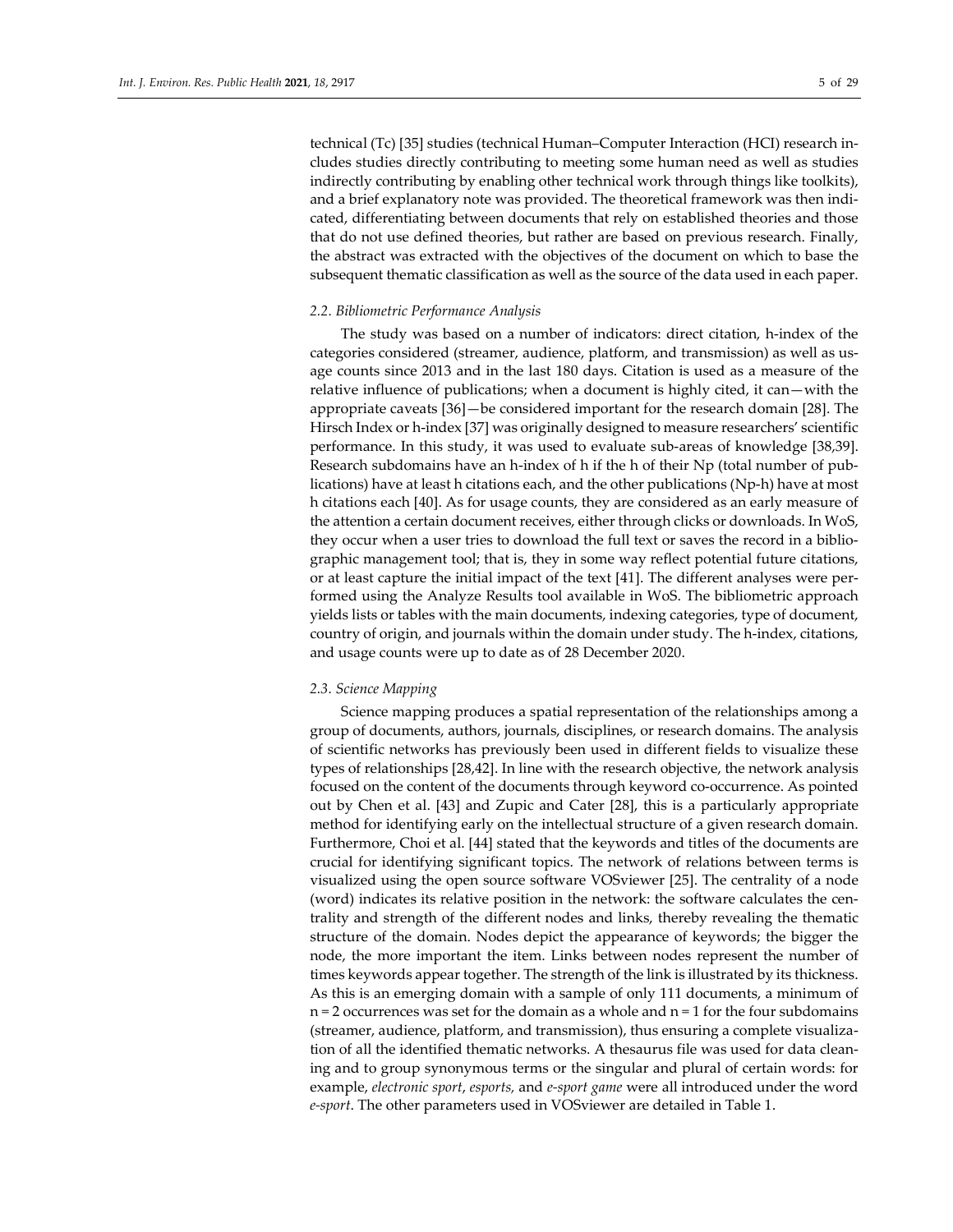technical (Tc) [35] studies (technical Human–Computer Interaction (HCI) research includes studies directly contributing to meeting some human need as well as studies indirectly contributing by enabling other technical work through things like toolkits), and a brief explanatory note was provided. The theoretical framework was then indicated, differentiating between documents that rely on established theories and those that do not use defined theories, but rather are based on previous research. Finally, the abstract was extracted with the objectives of the document on which to base the subsequent thematic classification as well as the source of the data used in each paper.

### *2.2. Bibliometric Performance Analysis*

The study was based on a number of indicators: direct citation, h-index of the categories considered (streamer, audience, platform, and transmission) as well as usage counts since 2013 and in the last 180 days. Citation is used as a measure of the relative influence of publications; when a document is highly cited, it can—with the appropriate caveats [36]—be considered important for the research domain [28]. The Hirsch Index or h-index [37] was originally designed to measure researchers' scientific performance. In this study, it was used to evaluate sub-areas of knowledge [38,39]. Research subdomains have an h-index of h if the h of their Np (total number of publications) have at least h citations each, and the other publications (Np-h) have at most h citations each [40]. As for usage counts, they are considered as an early measure of the attention a certain document receives, either through clicks or downloads. In WoS, they occur when a user tries to download the full text or saves the record in a bibliographic management tool; that is, they in some way reflect potential future citations, or at least capture the initial impact of the text [41]. The different analyses were performed using the Analyze Results tool available in WoS. The bibliometric approach yields lists or tables with the main documents, indexing categories, type of document, country of origin, and journals within the domain under study. The h-index, citations, and usage counts were up to date as of 28 December 2020.

### *2.3. Science Mapping*

Science mapping produces a spatial representation of the relationships among a group of documents, authors, journals, disciplines, or research domains. The analysis of scientific networks has previously been used in different fields to visualize these types of relationships [28,42]. In line with the research objective, the network analysis focused on the content of the documents through keyword co-occurrence. As pointed out by Chen et al. [43] and Zupic and Cater [28], this is a particularly appropriate method for identifying early on the intellectual structure of a given research domain. Furthermore, Choi et al. [44] stated that the keywords and titles of the documents are crucial for identifying significant topics. The network of relations between terms is visualized using the open source software VOSviewer [25]. The centrality of a node (word) indicates its relative position in the network: the software calculates the centrality and strength of the different nodes and links, thereby revealing the thematic structure of the domain. Nodes depict the appearance of keywords; the bigger the node, the more important the item. Links between nodes represent the number of times keywords appear together. The strength of the link is illustrated by its thickness. As this is an emerging domain with a sample of only 111 documents, a minimum of n = 2 occurrences was set for the domain as a whole and n = 1 for the four subdomains (streamer, audience, platform, and transmission), thus ensuring a complete visualization of all the identified thematic networks. A thesaurus file was used for data cleaning and to group synonymous terms or the singular and plural of certain words: for example, *electronic sport*, *esports,* and *e-sport game* were all introduced under the word *e-sport*. The other parameters used in VOSviewer are detailed in Table 1.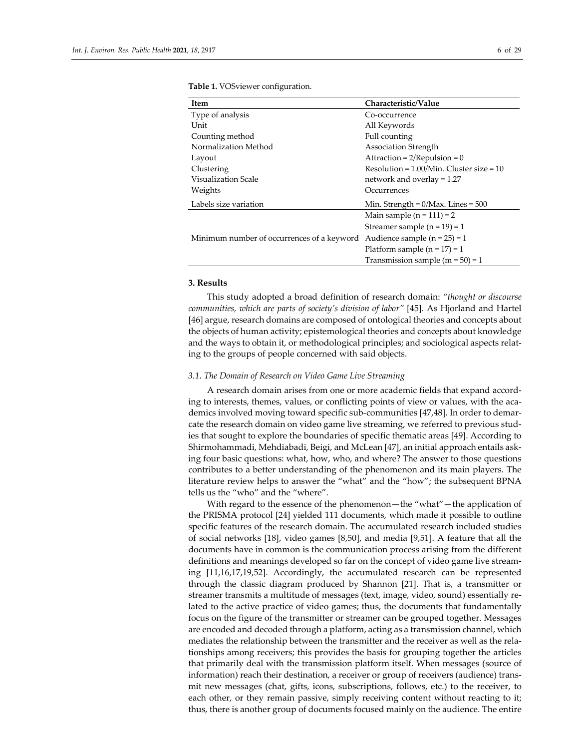**Table 1.** VOSviewer configuration.

| Item | Characteristic/Value |
| --- | --- |
| Type of analysis | Co-occurrence |
| Unit | All Keywords |
| Counting method | Full counting |
| Normalization Method | Association Strength |
| Layout | Attraction = 2/Repulsion = 0 |
| Clustering | Resolution = 1.00/Min. Cluster size = 10 |
| Visualization Scale | network and overlay = 1.27 |
| Weights | Occurrences |
| Labels size variation | Min. Strength = 0/Max. Lines = 500 |
| Minimum number of occurrences of a keyword | Main sample (n = 111) = 2<br>Streamer sample (n = 19) = 1<br>Audience sample (n = 25) = 1<br>Platform sample (n = 17) = 1<br>Transmission sample (m = 50) = 1 |

## 3. Results

This study adopted a broad definition of research domain: *"thought or discourse communities, which are parts of society's division of labor"* [45]. As Hjorland and Hartel [46] argue, research domains are composed of ontological theories and concepts about the objects of human activity; epistemological theories and concepts about knowledge and the ways to obtain it, or methodological principles; and sociological aspects relating to the groups of people concerned with said objects.

### *3.1. The Domain of Research on Video Game Live Streaming*

A research domain arises from one or more academic fields that expand according to interests, themes, values, or conflicting points of view or values, with the academics involved moving toward specific sub-communities [47,48]. In order to demarcate the research domain on video game live streaming, we referred to previous studies that sought to explore the boundaries of specific thematic areas [49]. According to Shirmohammadi, Mehdiabadi, Beigi, and McLean [47], an initial approach entails asking four basic questions: what, how, who, and where? The answer to those questions contributes to a better understanding of the phenomenon and its main players. The literature review helps to answer the "what" and the "how"; the subsequent BPNA tells us the "who" and the "where".

With regard to the essence of the phenomenon—the "what"—the application of the PRISMA protocol [24] yielded 111 documents, which made it possible to outline specific features of the research domain. The accumulated research included studies of social networks [18], video games [8,50], and media [9,51]. A feature that all the documents have in common is the communication process arising from the different definitions and meanings developed so far on the concept of video game live streaming [11,16,17,19,52]. Accordingly, the accumulated research can be represented through the classic diagram produced by Shannon [21]. That is, a transmitter or streamer transmits a multitude of messages (text, image, video, sound) essentially related to the active practice of video games; thus, the documents that fundamentally focus on the figure of the transmitter or streamer can be grouped together. Messages are encoded and decoded through a platform, acting as a transmission channel, which mediates the relationship between the transmitter and the receiver as well as the relationships among receivers; this provides the basis for grouping together the articles that primarily deal with the transmission platform itself. When messages (source of information) reach their destination, a receiver or group of receivers (audience) transmit new messages (chat, gifts, icons, subscriptions, follows, etc.) to the receiver, to each other, or they remain passive, simply receiving content without reacting to it; thus, there is another group of documents focused mainly on the audience. The entire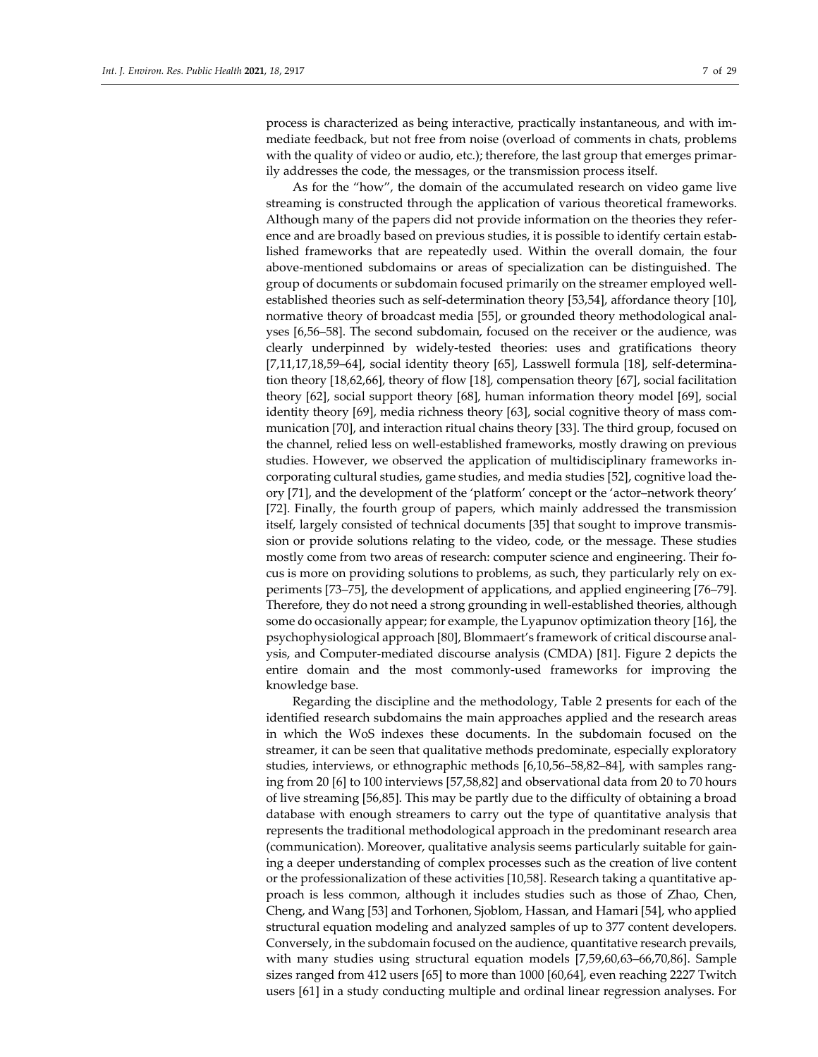process is characterized as being interactive, practically instantaneous, and with immediate feedback, but not free from noise (overload of comments in chats, problems with the quality of video or audio, etc.); therefore, the last group that emerges primarily addresses the code, the messages, or the transmission process itself.

As for the "how", the domain of the accumulated research on video game live streaming is constructed through the application of various theoretical frameworks. Although many of the papers did not provide information on the theories they reference and are broadly based on previous studies, it is possible to identify certain established frameworks that are repeatedly used. Within the overall domain, the four above-mentioned subdomains or areas of specialization can be distinguished. The group of documents or subdomain focused primarily on the streamer employed well-established theories such as self-determination theory [53,54], affordance theory [10], normative theory of broadcast media [55], or grounded theory methodological analyses [6,56–58]. The second subdomain, focused on the receiver or the audience, was clearly underpinned by widely-tested theories: uses and gratifications theory [7,11,17,18,59–64], social identity theory [65], Lasswell formula [18], self-determination theory [18,62,66], theory of flow [18], compensation theory [67], social facilitation theory [62], social support theory [68], human information theory model [69], social identity theory [69], media richness theory [63], social cognitive theory of mass communication [70], and interaction ritual chains theory [33]. The third group, focused on the channel, relied less on well-established frameworks, mostly drawing on previous studies. However, we observed the application of multidisciplinary frameworks incorporating cultural studies, game studies, and media studies [52], cognitive load theory [71], and the development of the 'platform' concept or the 'actor–network theory' [72]. Finally, the fourth group of papers, which mainly addressed the transmission itself, largely consisted of technical documents [35] that sought to improve transmission or provide solutions relating to the video, code, or the message. These studies mostly come from two areas of research: computer science and engineering. Their focus is more on providing solutions to problems, as such, they particularly rely on experiments [73–75], the development of applications, and applied engineering [76–79]. Therefore, they do not need a strong grounding in well-established theories, although some do occasionally appear; for example, the Lyapunov optimization theory [16], the psychophysiological approach [80], Blommaert's framework of critical discourse analysis, and Computer-mediated discourse analysis (CMDA) [81]. Figure 2 depicts the entire domain and the most commonly-used frameworks for improving the knowledge base.

Regarding the discipline and the methodology, Table 2 presents for each of the identified research subdomains the main approaches applied and the research areas in which the WoS indexes these documents. In the subdomain focused on the streamer, it can be seen that qualitative methods predominate, especially exploratory studies, interviews, or ethnographic methods [6,10,56–58,82–84], with samples ranging from 20 [6] to 100 interviews [57,58,82] and observational data from 20 to 70 hours of live streaming [56,85]. This may be partly due to the difficulty of obtaining a broad database with enough streamers to carry out the type of quantitative analysis that represents the traditional methodological approach in the predominant research area (communication). Moreover, qualitative analysis seems particularly suitable for gaining a deeper understanding of complex processes such as the creation of live content or the professionalization of these activities [10,58]. Research taking a quantitative approach is less common, although it includes studies such as those of Zhao, Chen, Cheng, and Wang [53] and Torhonen, Sjoblom, Hassan, and Hamari [54], who applied structural equation modeling and analyzed samples of up to 377 content developers. Conversely, in the subdomain focused on the audience, quantitative research prevails, with many studies using structural equation models [7,59,60,63–66,70,86]. Sample sizes ranged from 412 users [65] to more than 1000 [60,64], even reaching 2227 Twitch users [61] in a study conducting multiple and ordinal linear regression analyses. For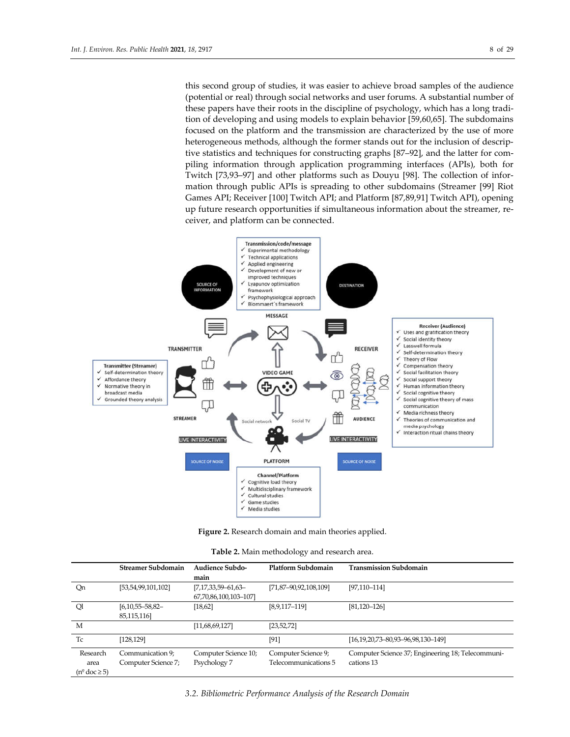this second group of studies, it was easier to achieve broad samples of the audience (potential or real) through social networks and user forums. A substantial number of these papers have their roots in the discipline of psychology, which has a long tradition of developing and using models to explain behavior [59,60,65]. The subdomains focused on the platform and the transmission are characterized by the use of more heterogeneous methods, although the former stands out for the inclusion of descriptive statistics and techniques for constructing graphs [87–92], and the latter for compiling information through application programming interfaces (APIs), both for Twitch [73,93–97] and other platforms such as Douyu [98]. The collection of information through public APIs is spreading to other subdomains (Streamer [99] Riot Games API; Receiver [100] Twitch API; and Platform [87,89,91] Twitch API), opening up future research opportunities if simultaneous information about the streamer, receiver, and platform can be connected.

**Figure 2.** Research domain and main theories applied.

**Table 2.** Main methodology and research area.

| | Streamer Subdomain | Audience Subdomain | Platform Subdomain | Transmission Subdomain |
|---|---|---|---|---|
| Qn | [53,54,99,101,102] | [7,17,33,59–61,63–67,70,86,100,103–107] | [71,87–90,92,108,109] | [97,110–114] |
| Ql | [6,10,55–58,82–85,115,116] | [18,62] | [8,9,117–119] | [81,120–126] |
| M | | [11,68,69,127] | [23,52,72] | |
| Tc | [128,129] | | [91] | [16,19,20,73–80,93–96,98,130–149] |
| Research area (nº doc ≥ 5) | Communication 9; Computer Science 7; | Computer Science 10; Psychology 7 | Computer Science 9; Telecommunications 5 | Computer Science 37; Engineering 18; Telecommunications 13 |

### *3.2. Bibliometric Performance Analysis of the Research Domain*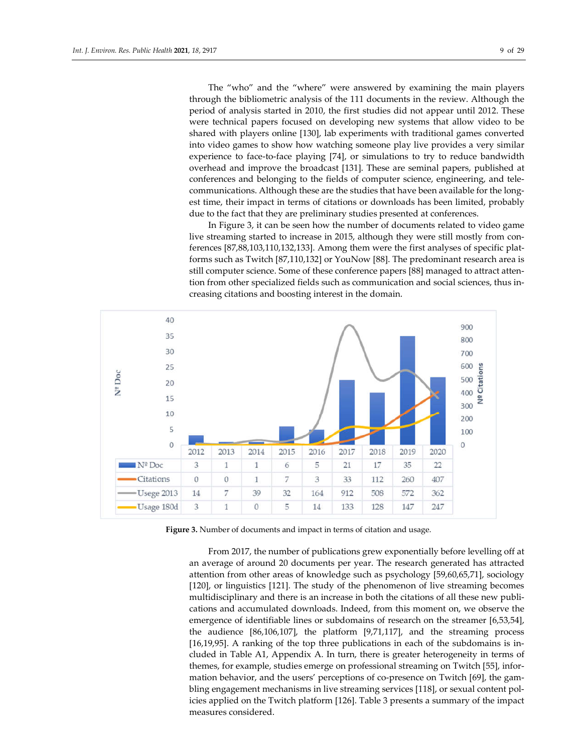The “who” and the “where” were answered by examining the main players through the bibliometric analysis of the 111 documents in the review. Although the period of analysis started in 2010, the first studies did not appear until 2012. These were technical papers focused on developing new systems that allow video to be shared with players online [130], lab experiments with traditional games converted into video games to show how watching someone play live provides a very similar experience to face-to-face playing [74], or simulations to try to reduce bandwidth overhead and improve the broadcast [131]. These are seminal papers, published at conferences and belonging to the fields of computer science, engineering, and telecommunications. Although these are the studies that have been available for the longest time, their impact in terms of citations or downloads has been limited, probably due to the fact that they are preliminary studies presented at conferences.

In Figure 3, it can be seen how the number of documents related to video game live streaming started to increase in 2015, although they were still mostly from conferences [87,88,103,110,132,133]. Among them were the first analyses of specific platforms such as Twitch [87,110,132] or YouNow [88]. The predominant research area is still computer science. Some of these conference papers [88] managed to attract attention from other specialized fields such as communication and social sciences, thus increasing citations and boosting interest in the domain.

| | 2012 | 2013 | 2014 | 2015 | 2016 | 2017 | 2018 | 2019 | 2020 |
|---|---|---|---|---|---|---|---|---|---|
| Nº Doc | 3 | 1 | 1 | 6 | 5 | 21 | 17 | 35 | 22 |
| Citations | 0 | 0 | 1 | 7 | 3 | 33 | 112 | 260 | 407 |
| Usege 2013 | 14 | 7 | 39 | 32 | 164 | 912 | 508 | 572 | 362 |
| Usage 180d | 3 | 1 | 0 | 5 | 14 | 133 | 128 | 147 | 247 |

**Figure 3.** Number of documents and impact in terms of citation and usage.

From 2017, the number of publications grew exponentially before levelling off at an average of around 20 documents per year. The research generated has attracted attention from other areas of knowledge such as psychology [59,60,65,71], sociology [120], or linguistics [121]. The study of the phenomenon of live streaming becomes multidisciplinary and there is an increase in both the citations of all these new publications and accumulated downloads. Indeed, from this moment on, we observe the emergence of identifiable lines or subdomains of research on the streamer [6,53,54], the audience [86,106,107], the platform [9,71,117], and the streaming process [16,19,95]. A ranking of the top three publications in each of the subdomains is included in Table A1, Appendix A. In turn, there is greater heterogeneity in terms of themes, for example, studies emerge on professional streaming on Twitch [55], information behavior, and the users’ perceptions of co-presence on Twitch [69], the gambling engagement mechanisms in live streaming services [118], or sexual content policies applied on the Twitch platform [126]. Table 3 presents a summary of the impact measures considered.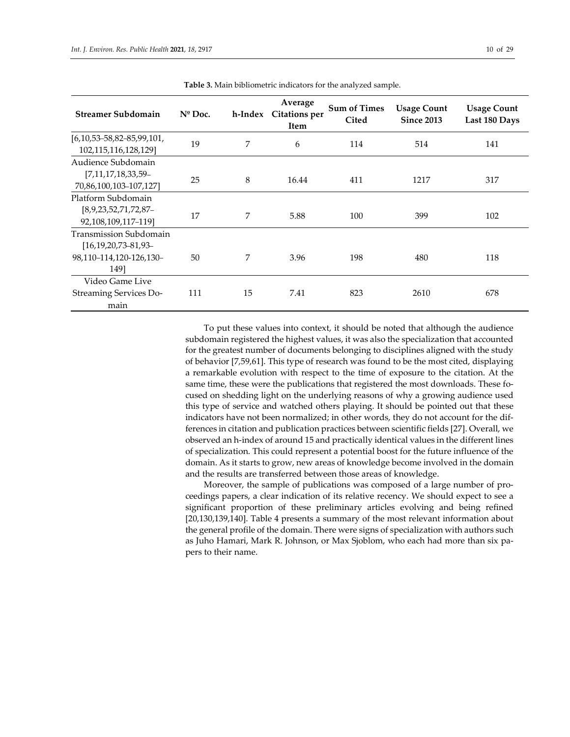**Table 3.** Main bibliometric indicators for the analyzed sample.

| Streamer Subdomain | Nº Doc. | h-Index | Average Citations per Item | Sum of Times Cited | Usage Count Since 2013 | Usage Count Last 180 Days |
|---|---|---|---|---|---|---|
| [6,10,53–58,82–85,99,101, 102,115,116,128,129] | 19 | 7 | 6 | 114 | 514 | 141 |
| Audience Subdomain [7,11,17,18,33,59–70,86,100,103–107,127] | 25 | 8 | 16.44 | 411 | 1217 | 317 |
| Platform Subdomain [8,9,23,52,71,72,87–92,108,109,117–119] | 17 | 7 | 5.88 | 100 | 399 | 102 |
| Transmission Subdomain [16,19,20,73–81,93–98,110–114,120-126,130–149] | 50 | 7 | 3.96 | 198 | 480 | 118 |
| Video Game Live Streaming Services Domain | 111 | 15 | 7.41 | 823 | 2610 | 678 |

To put these values into context, it should be noted that although the audience subdomain registered the highest values, it was also the specialization that accounted for the greatest number of documents belonging to disciplines aligned with the study of behavior [7,59,61]. This type of research was found to be the most cited, displaying a remarkable evolution with respect to the time of exposure to the citation. At the same time, these were the publications that registered the most downloads. These focused on shedding light on the underlying reasons of why a growing audience used this type of service and watched others playing. It should be pointed out that these indicators have not been normalized; in other words, they do not account for the differences in citation and publication practices between scientific fields [27]. Overall, we observed an h-index of around 15 and practically identical values in the different lines of specialization. This could represent a potential boost for the future influence of the domain. As it starts to grow, new areas of knowledge become involved in the domain and the results are transferred between those areas of knowledge.

Moreover, the sample of publications was composed of a large number of proceedings papers, a clear indication of its relative recency. We should expect to see a significant proportion of these preliminary articles evolving and being refined [20,130,139,140]. Table 4 presents a summary of the most relevant information about the general profile of the domain. There were signs of specialization with authors such as Juho Hamari, Mark R. Johnson, or Max Sjoblom, who each had more than six papers to their name.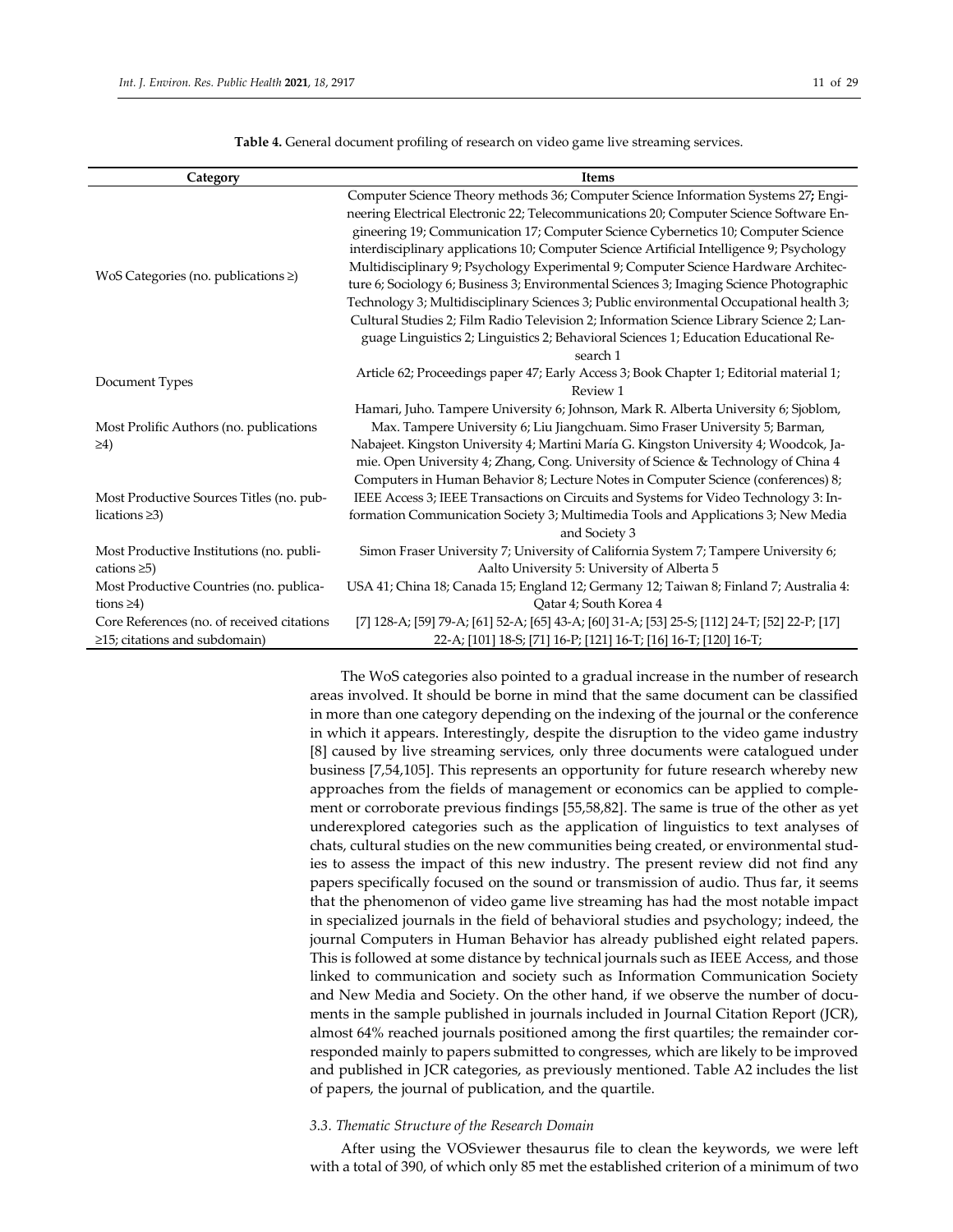**Table 4.** General document profiling of research on video game live streaming services.

| Category | Items |
|---|---|
| WoS Categories (no. publications ≥) | Computer Science Theory methods 36; Computer Science Information Systems 27; Engineering Electrical Electronic 22; Telecommunications 20; Computer Science Software Engineering 19; Communication 17; Computer Science Cybernetics 10; Computer Science interdisciplinary applications 10; Computer Science Artificial Intelligence 9; Psychology Multidisciplinary 9; Psychology Experimental 9; Computer Science Hardware Architecture 6; Sociology 6; Business 3; Environmental Sciences 3; Imaging Science Photographic Technology 3; Multidisciplinary Sciences 3; Public environmental Occupational health 3; Cultural Studies 2; Film Radio Television 2; Information Science Library Science 2; Language Linguistics 2; Linguistics 2; Behavioral Sciences 1; Education Educational Research 1 |
| Document Types | Article 62; Proceedings paper 47; Early Access 3; Book Chapter 1; Editorial material 1; Review 1 |
| Most Prolific Authors (no. publications ≥4) | Hamari, Juho. Tampere University 6; Johnson, Mark R. Alberta University 6; Sjoblom, Max. Tampere University 6; Liu Jiangchuam. Simo Fraser University 5; Barman, Nabajeet. Kingston University 4; Martini María G. Kingston University 4; Woodcok, Jamie. Open University 4; Zhang, Cong. University of Science & Technology of China 4 |
| Most Productive Sources Titles (no. publications ≥3) | Computers in Human Behavior 8; Lecture Notes in Computer Science (conferences) 8; IEEE Access 3; IEEE Transactions on Circuits and Systems for Video Technology 3: Information Communication Society 3; Multimedia Tools and Applications 3; New Media and Society 3 |
| Most Productive Institutions (no. publications ≥5) | Simon Fraser University 7; University of California System 7; Tampere University 6; Aalto University 5: University of Alberta 5 |
| Most Productive Countries (no. publications ≥4) | USA 41; China 18; Canada 15; England 12; Germany 12; Taiwan 8; Finland 7; Australia 4: Qatar 4; South Korea 4 |
| Core References (no. of received citations ≥15; citations and subdomain) | [7] 128-A; [59] 79-A; [61] 52-A; [65] 43-A; [60] 31-A; [53] 25-S; [112] 24-T; [52] 22-P; [17] 22-A; [101] 18-S; [71] 16-P; [121] 16-T; [16] 16-T; [120] 16-T; |

The WoS categories also pointed to a gradual increase in the number of research areas involved. It should be borne in mind that the same document can be classified in more than one category depending on the indexing of the journal or the conference in which it appears. Interestingly, despite the disruption to the video game industry [8] caused by live streaming services, only three documents were catalogued under business [7,54,105]. This represents an opportunity for future research whereby new approaches from the fields of management or economics can be applied to complement or corroborate previous findings [55,58,82]. The same is true of the other as yet underexplored categories such as the application of linguistics to text analyses of chats, cultural studies on the new communities being created, or environmental studies to assess the impact of this new industry. The present review did not find any papers specifically focused on the sound or transmission of audio. Thus far, it seems that the phenomenon of video game live streaming has had the most notable impact in specialized journals in the field of behavioral studies and psychology; indeed, the journal Computers in Human Behavior has already published eight related papers. This is followed at some distance by technical journals such as IEEE Access, and those linked to communication and society such as Information Communication Society and New Media and Society. On the other hand, if we observe the number of documents in the sample published in journals included in Journal Citation Report (JCR), almost 64% reached journals positioned among the first quartiles; the remainder corresponded mainly to papers submitted to congresses, which are likely to be improved and published in JCR categories, as previously mentioned. Table A2 includes the list of papers, the journal of publication, and the quartile.

### *3.3. Thematic Structure of the Research Domain*

After using the VOSviewer thesaurus file to clean the keywords, we were left with a total of 390, of which only 85 met the established criterion of a minimum of two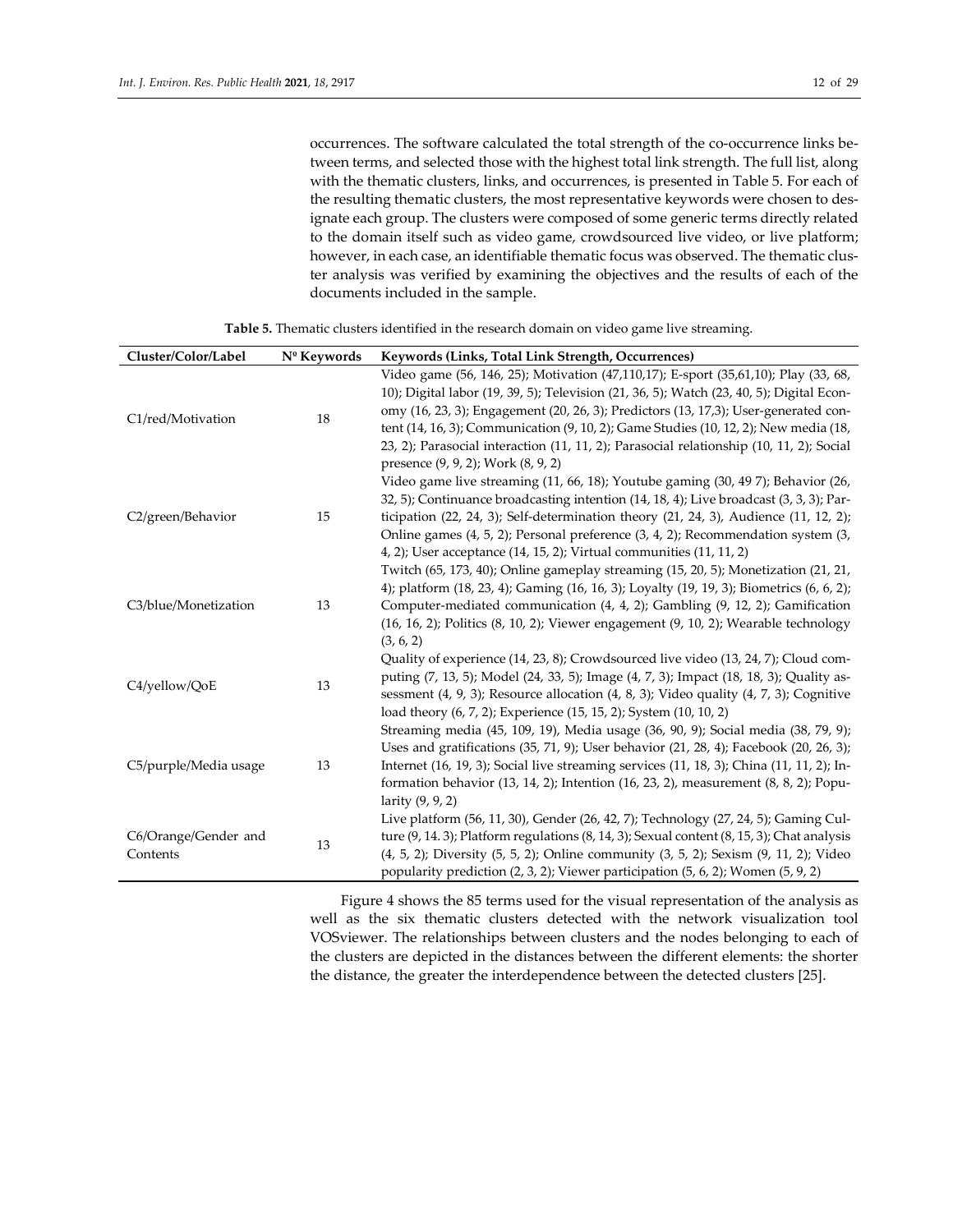occurrences. The software calculated the total strength of the co-occurrence links between terms, and selected those with the highest total link strength. The full list, along with the thematic clusters, links, and occurrences, is presented in Table 5. For each of the resulting thematic clusters, the most representative keywords were chosen to designate each group. The clusters were composed of some generic terms directly related to the domain itself such as video game, crowdsourced live video, or live platform; however, in each case, an identifiable thematic focus was observed. The thematic cluster analysis was verified by examining the objectives and the results of each of the documents included in the sample.

**Table 5.** Thematic clusters identified in the research domain on video game live streaming.

| Cluster/Color/Label | Nº Keywords | Keywords (Links, Total Link Strength, Occurrences) |
|---|---|---|
| C1/red/Motivation | 18 | Video game (56, 146, 25); Motivation (47,110,17); E-sport (35,61,10); Play (33, 68, 10); Digital labor (19, 39, 5); Television (21, 36, 5); Watch (23, 40, 5); Digital Economy (16, 23, 3); Engagement (20, 26, 3); Predictors (13, 17,3); User-generated content (14, 16, 3); Communication (9, 10, 2); Game Studies (10, 12, 2); New media (18, 23, 2); Parasocial interaction (11, 11, 2); Parasocial relationship (10, 11, 2); Social presence (9, 9, 2); Work (8, 9, 2) |
| C2/green/Behavior | 15 | Video game live streaming (11, 66, 18); Youtube gaming (30, 49 7); Behavior (26, 32, 5); Continuance broadcasting intention (14, 18, 4); Live broadcast (3, 3, 3); Participation (22, 24, 3); Self-determination theory (21, 24, 3), Audience (11, 12, 2); Online games (4, 5, 2); Personal preference (3, 4, 2); Recommendation system (3, 4, 2); User acceptance (14, 15, 2); Virtual communities (11, 11, 2) |
| C3/blue/Monetization | 13 | Twitch (65, 173, 40); Online gameplay streaming (15, 20, 5); Monetization (21, 21, 4); platform (18, 23, 4); Gaming (16, 16, 3); Loyalty (19, 19, 3); Biometrics (6, 6, 2); Computer-mediated communication (4, 4, 2); Gambling (9, 12, 2); Gamification (16, 16, 2); Politics (8, 10, 2); Viewer engagement (9, 10, 2); Wearable technology (3, 6, 2) |
| C4/yellow/QoE | 13 | Quality of experience (14, 23, 8); Crowdsourced live video (13, 24, 7); Cloud computing (7, 13, 5); Model (24, 33, 5); Image (4, 7, 3); Impact (18, 18, 3); Quality assessment (4, 9, 3); Resource allocation (4, 8, 3); Video quality (4, 7, 3); Cognitive load theory (6, 7, 2); Experience (15, 15, 2); System (10, 10, 2) |
| C5/purple/Media usage | 13 | Streaming media (45, 109, 19), Media usage (36, 90, 9); Social media (38, 79, 9); Uses and gratifications (35, 71, 9); User behavior (21, 28, 4); Facebook (20, 26, 3); Internet (16, 19, 3); Social live streaming services (11, 18, 3); China (11, 11, 2); Information behavior (13, 14, 2); Intention (16, 23, 2), measurement (8, 8, 2); Popularity (9, 9, 2) |
| C6/Orange/Gender and Contents | 13 | Live platform (56, 11, 30), Gender (26, 42, 7); Technology (27, 24, 5); Gaming Culture (9, 14. 3); Platform regulations (8, 14, 3); Sexual content (8, 15, 3); Chat analysis (4, 5, 2); Diversity (5, 5, 2); Online community (3, 5, 2); Sexism (9, 11, 2); Video popularity prediction (2, 3, 2); Viewer participation (5, 6, 2); Women (5, 9, 2) |

Figure 4 shows the 85 terms used for the visual representation of the analysis as well as the six thematic clusters detected with the network visualization tool VOSviewer. The relationships between clusters and the nodes belonging to each of the clusters are depicted in the distances between the different elements: the shorter the distance, the greater the interdependence between the detected clusters [25].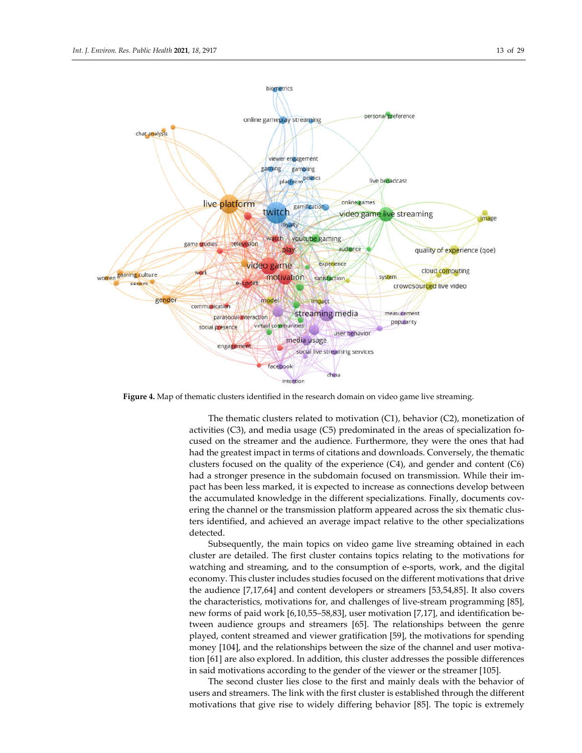**Figure 4.** Map of thematic clusters identified in the research domain on video game live streaming.

The thematic clusters related to motivation (C1), behavior (C2), monetization of activities (C3), and media usage (C5) predominated in the areas of specialization focused on the streamer and the audience. Furthermore, they were the ones that had had the greatest impact in terms of citations and downloads. Conversely, the thematic clusters focused on the quality of the experience (C4), and gender and content (C6) had a stronger presence in the subdomain focused on transmission. While their impact has been less marked, it is expected to increase as connections develop between the accumulated knowledge in the different specializations. Finally, documents covering the channel or the transmission platform appeared across the six thematic clusters identified, and achieved an average impact relative to the other specializations detected.

Subsequently, the main topics on video game live streaming obtained in each cluster are detailed. The first cluster contains topics relating to the motivations for watching and streaming, and to the consumption of e-sports, work, and the digital economy. This cluster includes studies focused on the different motivations that drive the audience [7,17,64] and content developers or streamers [53,54,85]. It also covers the characteristics, motivations for, and challenges of live-stream programming [85], new forms of paid work [6,10,55–58,83], user motivation [7,17], and identification between audience groups and streamers [65]. The relationships between the genre played, content streamed and viewer gratification [59], the motivations for spending money [104], and the relationships between the size of the channel and user motivation [61] are also explored. In addition, this cluster addresses the possible differences in said motivations according to the gender of the viewer or the streamer [105].

The second cluster lies close to the first and mainly deals with the behavior of users and streamers. The link with the first cluster is established through the different motivations that give rise to widely differing behavior [85]. The topic is extremely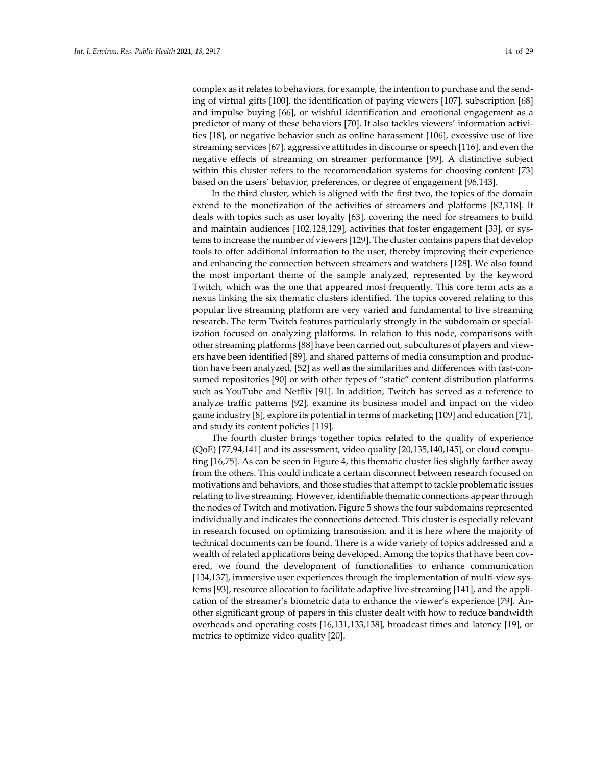complex as it relates to behaviors, for example, the intention to purchase and the sending of virtual gifts [100], the identification of paying viewers [107], subscription [68] and impulse buying [66], or wishful identification and emotional engagement as a predictor of many of these behaviors [70]. It also tackles viewers' information activities [18], or negative behavior such as online harassment [106], excessive use of live streaming services [67], aggressive attitudes in discourse or speech [116], and even the negative effects of streaming on streamer performance [99]. A distinctive subject within this cluster refers to the recommendation systems for choosing content [73] based on the users' behavior, preferences, or degree of engagement [96,143].

In the third cluster, which is aligned with the first two, the topics of the domain extend to the monetization of the activities of streamers and platforms [82,118]. It deals with topics such as user loyalty [63], covering the need for streamers to build and maintain audiences [102,128,129], activities that foster engagement [33], or systems to increase the number of viewers [129]. The cluster contains papers that develop tools to offer additional information to the user, thereby improving their experience and enhancing the connection between streamers and watchers [128]. We also found the most important theme of the sample analyzed, represented by the keyword Twitch, which was the one that appeared most frequently. This core term acts as a nexus linking the six thematic clusters identified. The topics covered relating to this popular live streaming platform are very varied and fundamental to live streaming research. The term Twitch features particularly strongly in the subdomain or specialization focused on analyzing platforms. In relation to this node, comparisons with other streaming platforms [88] have been carried out, subcultures of players and viewers have been identified [89], and shared patterns of media consumption and production have been analyzed, [52] as well as the similarities and differences with fast-consumed repositories [90] or with other types of "static" content distribution platforms such as YouTube and Netflix [91]. In addition, Twitch has served as a reference to analyze traffic patterns [92], examine its business model and impact on the video game industry [8], explore its potential in terms of marketing [109] and education [71], and study its content policies [119].

The fourth cluster brings together topics related to the quality of experience (QoE) [77,94,141] and its assessment, video quality [20,135,140,145], or cloud computing [16,75]. As can be seen in Figure 4, this thematic cluster lies slightly farther away from the others. This could indicate a certain disconnect between research focused on motivations and behaviors, and those studies that attempt to tackle problematic issues relating to live streaming. However, identifiable thematic connections appear through the nodes of Twitch and motivation. Figure 5 shows the four subdomains represented individually and indicates the connections detected. This cluster is especially relevant in research focused on optimizing transmission, and it is here where the majority of technical documents can be found. There is a wide variety of topics addressed and a wealth of related applications being developed. Among the topics that have been covered, we found the development of functionalities to enhance communication [134,137], immersive user experiences through the implementation of multi-view systems [93], resource allocation to facilitate adaptive live streaming [141], and the application of the streamer's biometric data to enhance the viewer's experience [79]. Another significant group of papers in this cluster dealt with how to reduce bandwidth overheads and operating costs [16,131,133,138], broadcast times and latency [19], or metrics to optimize video quality [20].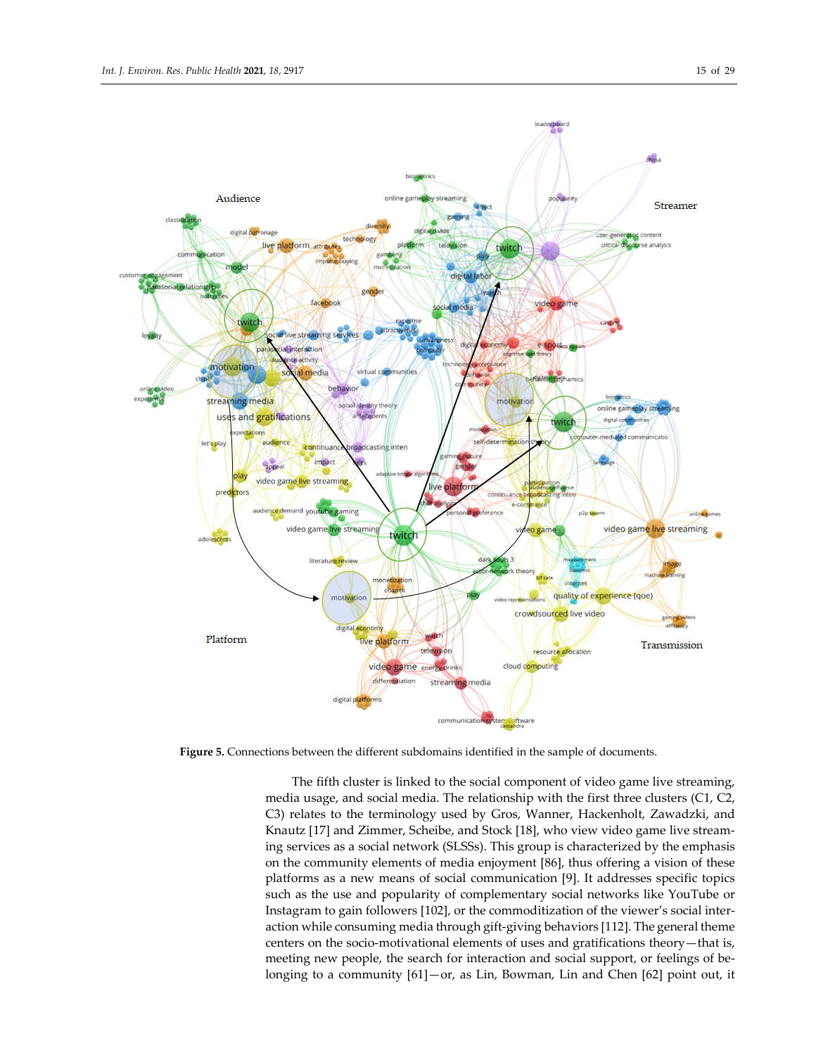Figure 5. Connections between the different subdomains identified in the sample of documents.

The fifth cluster is linked to the social component of video game live streaming, media usage, and social media. The relationship with the first three clusters (C1, C2, C3) relates to the terminology used by Gros, Wanner, Hackenholt, Zawadzki, and Knautz [17] and Zimmer, Scheibe, and Stock [18], who view video game live streaming services as a social network (SLSSs). This group is characterized by the emphasis on the community elements of media enjoyment [86], thus offering a vision of these platforms as a new means of social communication [9]. It addresses specific topics such as the use and popularity of complementary social networks like YouTube or Instagram to gain followers [102], or the commoditization of the viewer's social interaction while consuming media through gift-giving behaviors [112]. The general theme centers on the socio-motivational elements of uses and gratifications theory—that is, meeting new people, the search for interaction and social support, or feelings of belonging to a community [61]—or, as Lin, Bowman, Lin and Chen [62] point out, it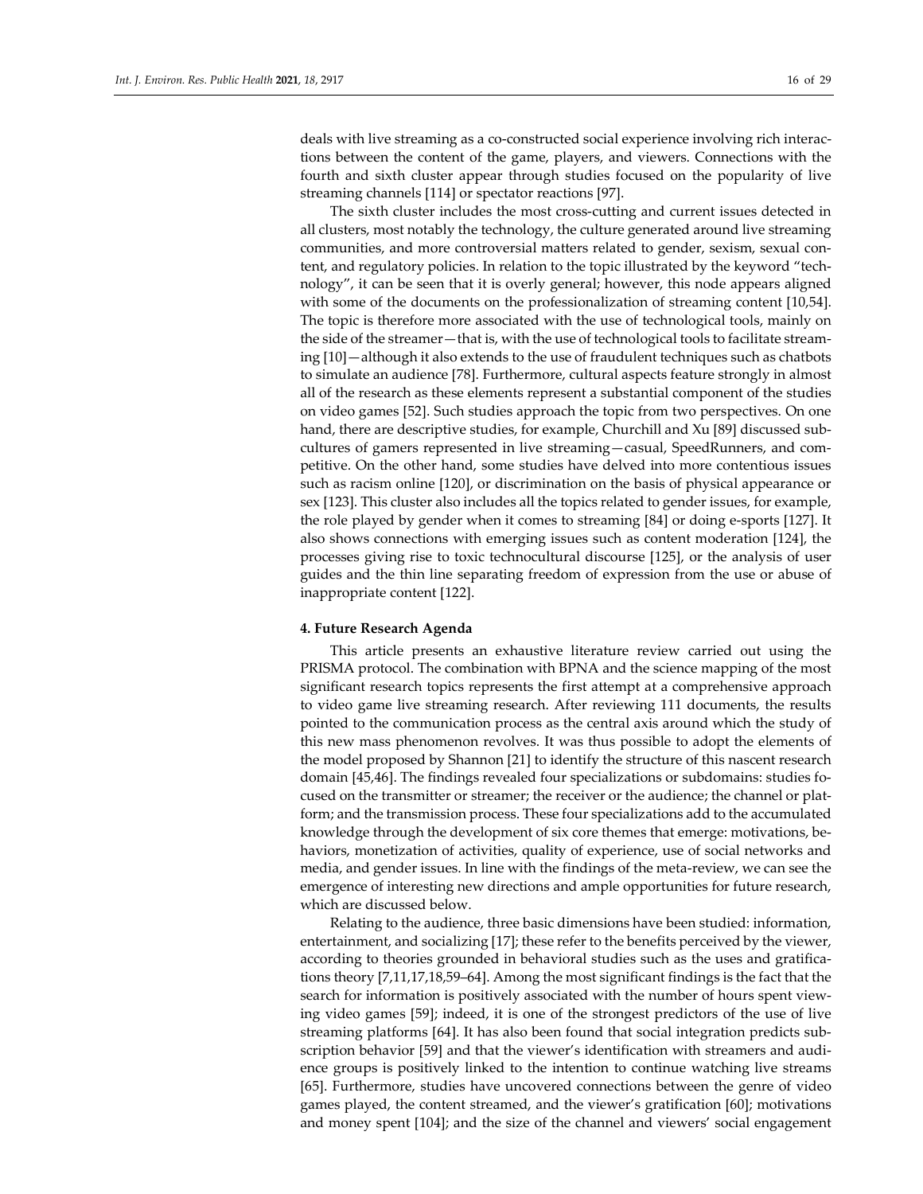deals with live streaming as a co-constructed social experience involving rich interactions between the content of the game, players, and viewers. Connections with the fourth and sixth cluster appear through studies focused on the popularity of live streaming channels [114] or spectator reactions [97].

The sixth cluster includes the most cross-cutting and current issues detected in all clusters, most notably the technology, the culture generated around live streaming communities, and more controversial matters related to gender, sexism, sexual content, and regulatory policies. In relation to the topic illustrated by the keyword "technology", it can be seen that it is overly general; however, this node appears aligned with some of the documents on the professionalization of streaming content [10,54]. The topic is therefore more associated with the use of technological tools, mainly on the side of the streamer—that is, with the use of technological tools to facilitate streaming [10]—although it also extends to the use of fraudulent techniques such as chatbots to simulate an audience [78]. Furthermore, cultural aspects feature strongly in almost all of the research as these elements represent a substantial component of the studies on video games [52]. Such studies approach the topic from two perspectives. On one hand, there are descriptive studies, for example, Churchill and Xu [89] discussed subcultures of gamers represented in live streaming—casual, SpeedRunners, and competitive. On the other hand, some studies have delved into more contentious issues such as racism online [120], or discrimination on the basis of physical appearance or sex [123]. This cluster also includes all the topics related to gender issues, for example, the role played by gender when it comes to streaming [84] or doing e-sports [127]. It also shows connections with emerging issues such as content moderation [124], the processes giving rise to toxic technocultural discourse [125], or the analysis of user guides and the thin line separating freedom of expression from the use or abuse of inappropriate content [122].

## 4. Future Research Agenda

This article presents an exhaustive literature review carried out using the PRISMA protocol. The combination with BPNA and the science mapping of the most significant research topics represents the first attempt at a comprehensive approach to video game live streaming research. After reviewing 111 documents, the results pointed to the communication process as the central axis around which the study of this new mass phenomenon revolves. It was thus possible to adopt the elements of the model proposed by Shannon [21] to identify the structure of this nascent research domain [45,46]. The findings revealed four specializations or subdomains: studies focused on the transmitter or streamer; the receiver or the audience; the channel or platform; and the transmission process. These four specializations add to the accumulated knowledge through the development of six core themes that emerge: motivations, behaviors, monetization of activities, quality of experience, use of social networks and media, and gender issues. In line with the findings of the meta-review, we can see the emergence of interesting new directions and ample opportunities for future research, which are discussed below.

Relating to the audience, three basic dimensions have been studied: information, entertainment, and socializing [17]; these refer to the benefits perceived by the viewer, according to theories grounded in behavioral studies such as the uses and gratifications theory [7,11,17,18,59–64]. Among the most significant findings is the fact that the search for information is positively associated with the number of hours spent viewing video games [59]; indeed, it is one of the strongest predictors of the use of live streaming platforms [64]. It has also been found that social integration predicts subscription behavior [59] and that the viewer's identification with streamers and audience groups is positively linked to the intention to continue watching live streams [65]. Furthermore, studies have uncovered connections between the genre of video games played, the content streamed, and the viewer's gratification [60]; motivations and money spent [104]; and the size of the channel and viewers' social engagement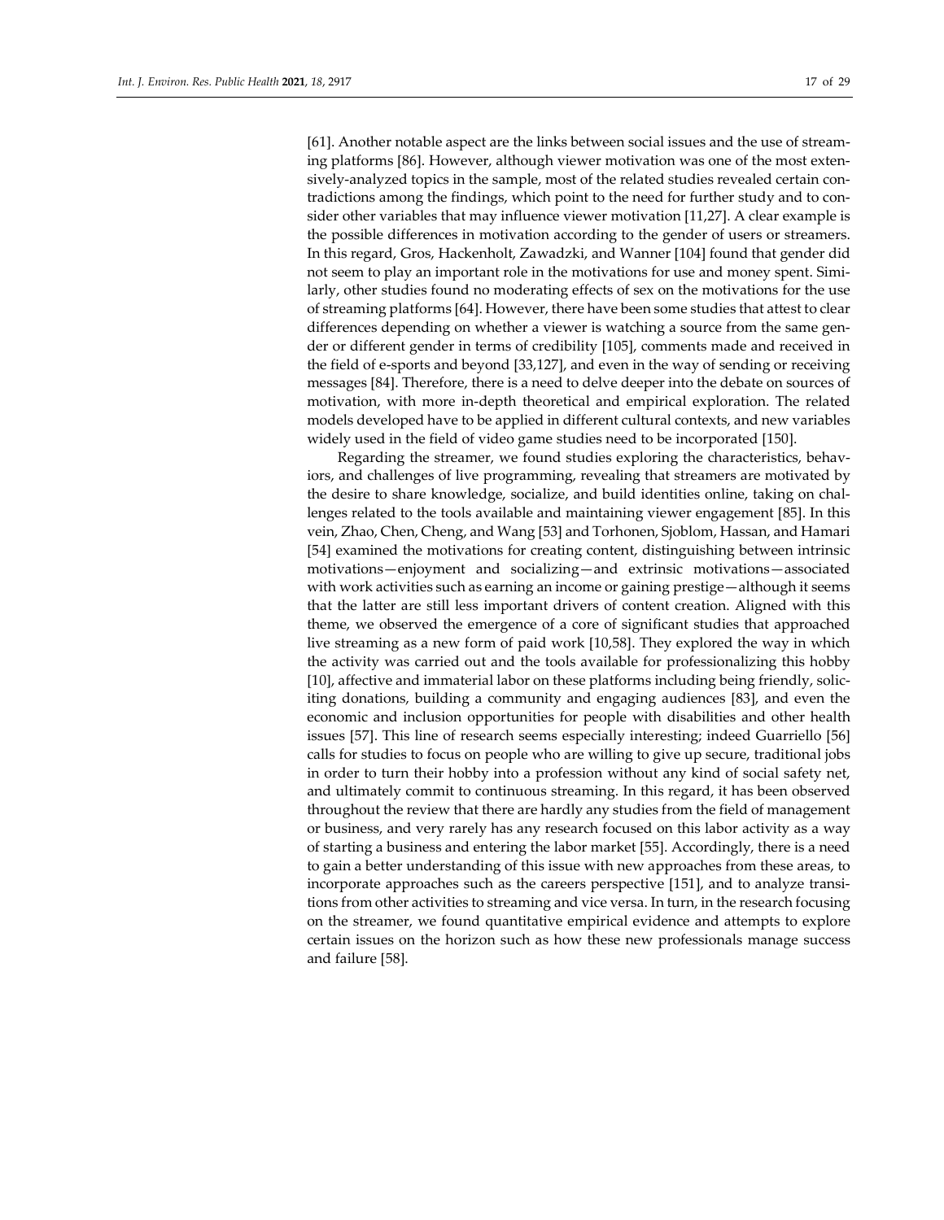[61]. Another notable aspect are the links between social issues and the use of streaming platforms [86]. However, although viewer motivation was one of the most extensively-analyzed topics in the sample, most of the related studies revealed certain contradictions among the findings, which point to the need for further study and to consider other variables that may influence viewer motivation [11,27]. A clear example is the possible differences in motivation according to the gender of users or streamers. In this regard, Gros, Hackenholt, Zawadzki, and Wanner [104] found that gender did not seem to play an important role in the motivations for use and money spent. Similarly, other studies found no moderating effects of sex on the motivations for the use of streaming platforms [64]. However, there have been some studies that attest to clear differences depending on whether a viewer is watching a source from the same gender or different gender in terms of credibility [105], comments made and received in the field of e-sports and beyond [33,127], and even in the way of sending or receiving messages [84]. Therefore, there is a need to delve deeper into the debate on sources of motivation, with more in-depth theoretical and empirical exploration. The related models developed have to be applied in different cultural contexts, and new variables widely used in the field of video game studies need to be incorporated [150].

Regarding the streamer, we found studies exploring the characteristics, behaviors, and challenges of live programming, revealing that streamers are motivated by the desire to share knowledge, socialize, and build identities online, taking on challenges related to the tools available and maintaining viewer engagement [85]. In this vein, Zhao, Chen, Cheng, and Wang [53] and Torhonen, Sjoblom, Hassan, and Hamari [54] examined the motivations for creating content, distinguishing between intrinsic motivations—enjoyment and socializing—and extrinsic motivations—associated with work activities such as earning an income or gaining prestige—although it seems that the latter are still less important drivers of content creation. Aligned with this theme, we observed the emergence of a core of significant studies that approached live streaming as a new form of paid work [10,58]. They explored the way in which the activity was carried out and the tools available for professionalizing this hobby [10], affective and immaterial labor on these platforms including being friendly, soliciting donations, building a community and engaging audiences [83], and even the economic and inclusion opportunities for people with disabilities and other health issues [57]. This line of research seems especially interesting; indeed Guarriello [56] calls for studies to focus on people who are willing to give up secure, traditional jobs in order to turn their hobby into a profession without any kind of social safety net, and ultimately commit to continuous streaming. In this regard, it has been observed throughout the review that there are hardly any studies from the field of management or business, and very rarely has any research focused on this labor activity as a way of starting a business and entering the labor market [55]. Accordingly, there is a need to gain a better understanding of this issue with new approaches from these areas, to incorporate approaches such as the careers perspective [151], and to analyze transitions from other activities to streaming and vice versa. In turn, in the research focusing on the streamer, we found quantitative empirical evidence and attempts to explore certain issues on the horizon such as how these new professionals manage success and failure [58].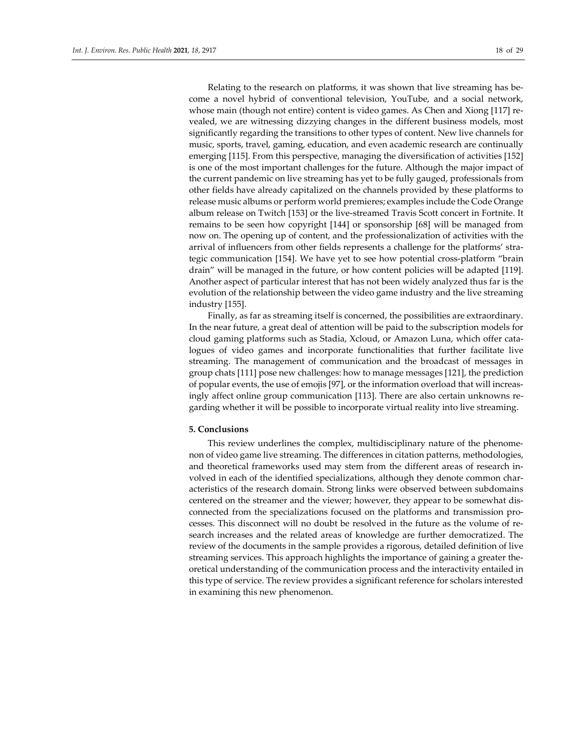Relating to the research on platforms, it was shown that live streaming has become a novel hybrid of conventional television, YouTube, and a social network, whose main (though not entire) content is video games. As Chen and Xiong [117] revealed, we are witnessing dizzying changes in the different business models, most significantly regarding the transitions to other types of content. New live channels for music, sports, travel, gaming, education, and even academic research are continually emerging [115]. From this perspective, managing the diversification of activities [152] is one of the most important challenges for the future. Although the major impact of the current pandemic on live streaming has yet to be fully gauged, professionals from other fields have already capitalized on the channels provided by these platforms to release music albums or perform world premieres; examples include the Code Orange album release on Twitch [153] or the live-streamed Travis Scott concert in Fortnite. It remains to be seen how copyright [144] or sponsorship [68] will be managed from now on. The opening up of content, and the professionalization of activities with the arrival of influencers from other fields represents a challenge for the platforms' strategic communication [154]. We have yet to see how potential cross-platform "brain drain" will be managed in the future, or how content policies will be adapted [119]. Another aspect of particular interest that has not been widely analyzed thus far is the evolution of the relationship between the video game industry and the live streaming industry [155].

Finally, as far as streaming itself is concerned, the possibilities are extraordinary. In the near future, a great deal of attention will be paid to the subscription models for cloud gaming platforms such as Stadia, Xcloud, or Amazon Luna, which offer catalogues of video games and incorporate functionalities that further facilitate live streaming. The management of communication and the broadcast of messages in group chats [111] pose new challenges: how to manage messages [121], the prediction of popular events, the use of emojis [97], or the information overload that will increasingly affect online group communication [113]. There are also certain unknowns regarding whether it will be possible to incorporate virtual reality into live streaming.

## 5. Conclusions

This review underlines the complex, multidisciplinary nature of the phenomenon of video game live streaming. The differences in citation patterns, methodologies, and theoretical frameworks used may stem from the different areas of research involved in each of the identified specializations, although they denote common characteristics of the research domain. Strong links were observed between subdomains centered on the streamer and the viewer; however, they appear to be somewhat disconnected from the specializations focused on the platforms and transmission processes. This disconnect will no doubt be resolved in the future as the volume of research increases and the related areas of knowledge are further democratized. The review of the documents in the sample provides a rigorous, detailed definition of live streaming services. This approach highlights the importance of gaining a greater theoretical understanding of the communication process and the interactivity entailed in this type of service. The review provides a significant reference for scholars interested in examining this new phenomenon.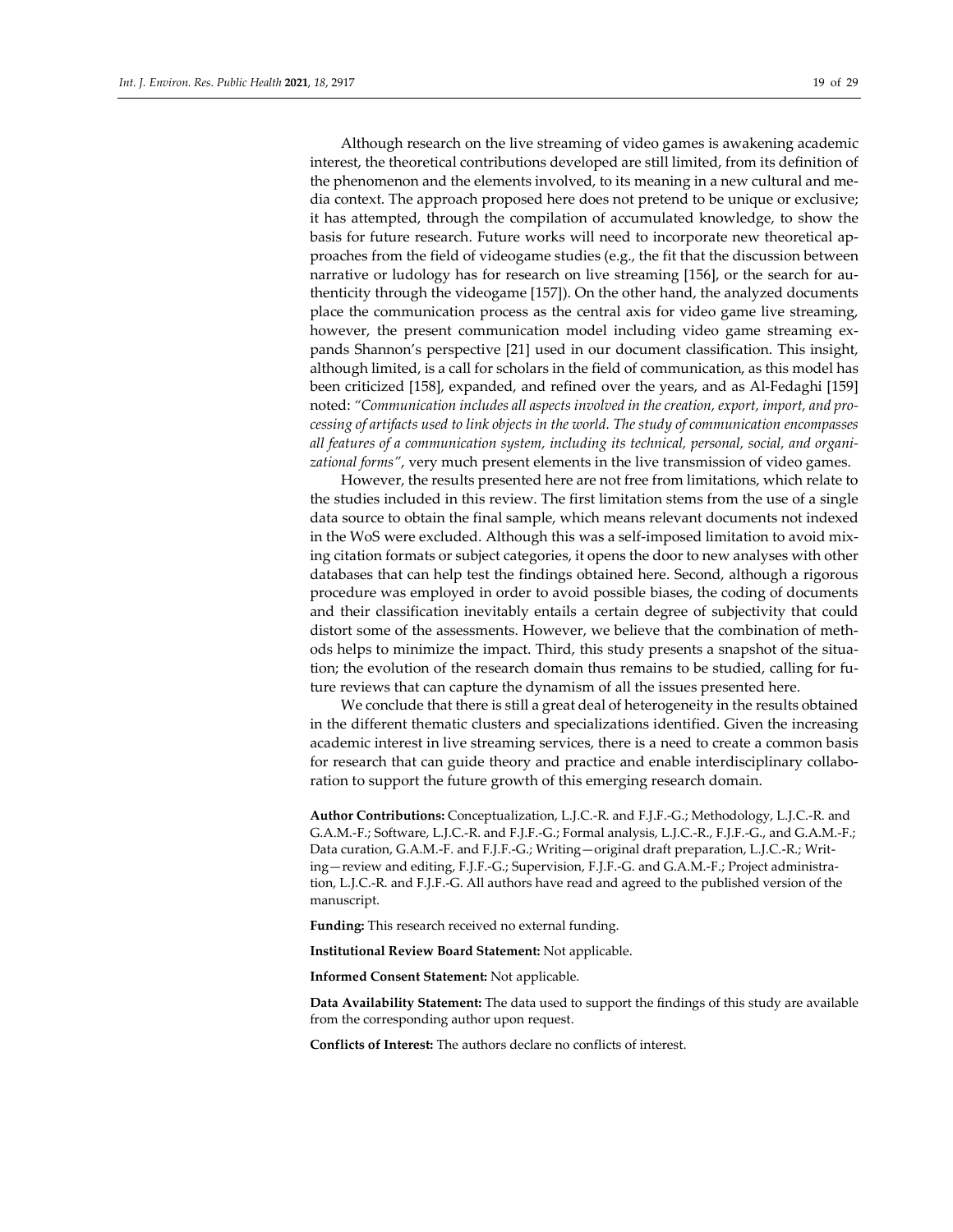Although research on the live streaming of video games is awakening academic interest, the theoretical contributions developed are still limited, from its definition of the phenomenon and the elements involved, to its meaning in a new cultural and media context. The approach proposed here does not pretend to be unique or exclusive; it has attempted, through the compilation of accumulated knowledge, to show the basis for future research. Future works will need to incorporate new theoretical approaches from the field of videogame studies (e.g., the fit that the discussion between narrative or ludology has for research on live streaming [156], or the search for authenticity through the videogame [157]). On the other hand, the analyzed documents place the communication process as the central axis for video game live streaming, however, the present communication model including video game streaming expands Shannon's perspective [21] used in our document classification. This insight, although limited, is a call for scholars in the field of communication, as this model has been criticized [158], expanded, and refined over the years, and as Al-Fedaghi [159] noted: *"Communication includes all aspects involved in the creation, export, import, and processing of artifacts used to link objects in the world. The study of communication encompasses all features of a communication system, including its technical, personal, social, and organizational forms"*, very much present elements in the live transmission of video games.

However, the results presented here are not free from limitations, which relate to the studies included in this review. The first limitation stems from the use of a single data source to obtain the final sample, which means relevant documents not indexed in the WoS were excluded. Although this was a self-imposed limitation to avoid mixing citation formats or subject categories, it opens the door to new analyses with other databases that can help test the findings obtained here. Second, although a rigorous procedure was employed in order to avoid possible biases, the coding of documents and their classification inevitably entails a certain degree of subjectivity that could distort some of the assessments. However, we believe that the combination of methods helps to minimize the impact. Third, this study presents a snapshot of the situation; the evolution of the research domain thus remains to be studied, calling for future reviews that can capture the dynamism of all the issues presented here.

We conclude that there is still a great deal of heterogeneity in the results obtained in the different thematic clusters and specializations identified. Given the increasing academic interest in live streaming services, there is a need to create a common basis for research that can guide theory and practice and enable interdisciplinary collaboration to support the future growth of this emerging research domain.

**Author Contributions:** Conceptualization, L.J.C.-R. and F.J.F.-G.; Methodology, L.J.C.-R. and G.A.M.-F.; Software, L.J.C.-R. and F.J.F.-G.; Formal analysis, L.J.C.-R., F.J.F.-G., and G.A.M.-F.; Data curation, G.A.M.-F. and F.J.F.-G.; Writing—original draft preparation, L.J.C.-R.; Writing—review and editing, F.J.F.-G.; Supervision, F.J.F.-G. and G.A.M.-F.; Project administration, L.J.C.-R. and F.J.F.-G. All authors have read and agreed to the published version of the manuscript.

**Funding:** This research received no external funding.

**Institutional Review Board Statement:** Not applicable.

**Informed Consent Statement:** Not applicable.

**Data Availability Statement:** The data used to support the findings of this study are available from the corresponding author upon request.

**Conflicts of Interest:** The authors declare no conflicts of interest.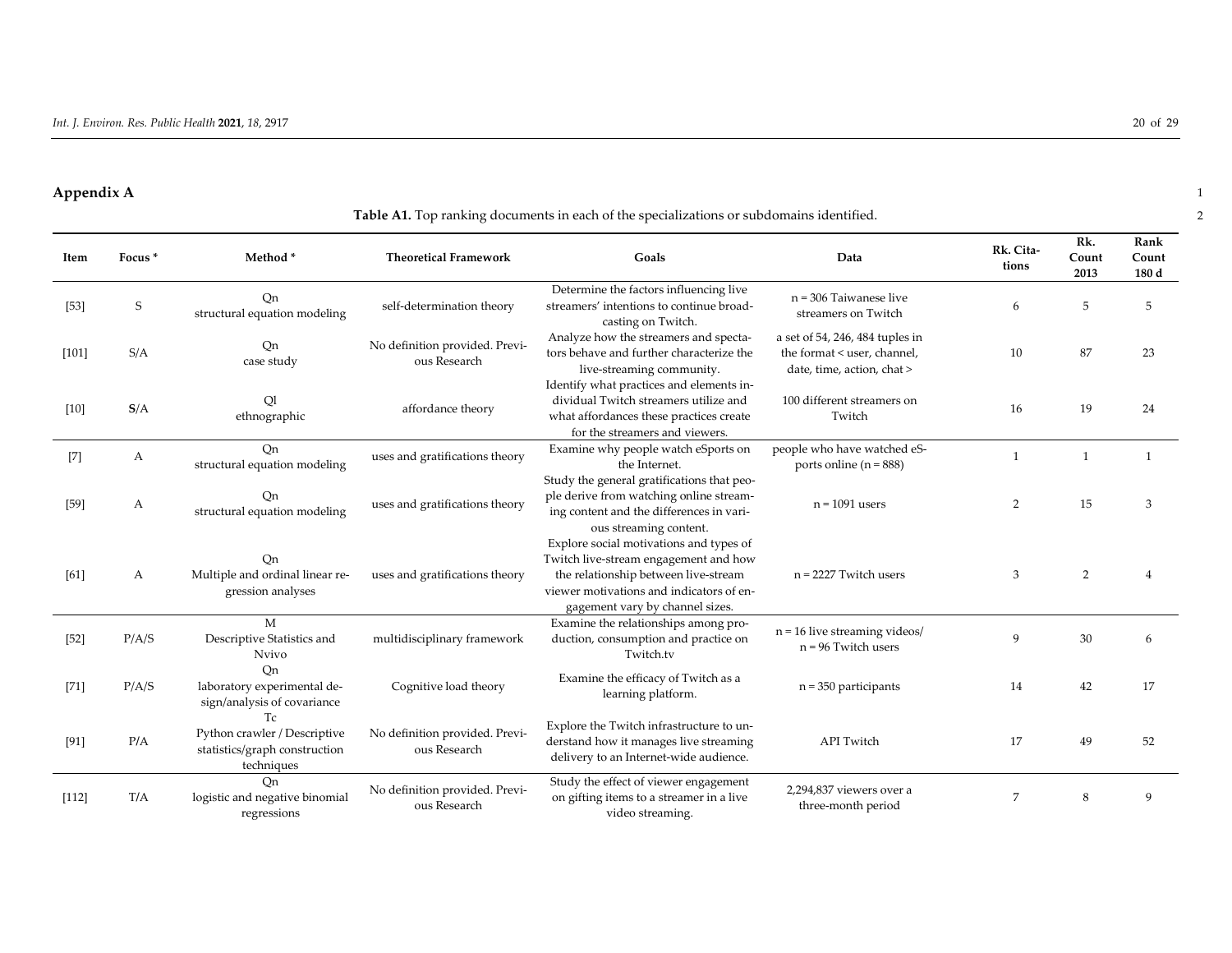## Appendix A

**Table A1.** Top ranking documents in each of the specializations or subdomains identified.

| Item | Focus * | Method * | Theoretical Framework | Goals | Data | Rk. Citations | Rk. Count 2013 | Rank Count 180 d |
|---|---|---|---|---|---|---|---|---|
| [53] | S | Qn structural equation modeling | self-determination theory | Determine the factors influencing live streamers' intentions to continue broadcasting on Twitch. | n = 306 Taiwanese live streamers on Twitch | 6 | 5 | 5 |
| [101] | S/A | Qn case study | No definition provided. Previous Research | Analyze how the streamers and spectators behave and further characterize the live-streaming community. | a set of 54, 246, 484 tuples in the format < user, channel, date, time, action, chat > | 10 | 87 | 23 |
| [10] | **S**/A | Ql ethnographic | affordance theory | Identify what practices and elements individual Twitch streamers utilize and what affordances these practices create for the streamers and viewers. | 100 different streamers on Twitch | 16 | 19 | 24 |
| [7] | A | Qn structural equation modeling | uses and gratifications theory | Examine why people watch eSports on the Internet. | people who have watched eSports online (n = 888) | 1 | 1 | 1 |
| [59] | A | Qn structural equation modeling | uses and gratifications theory | Study the general gratifications that people derive from watching online streaming content and the differences in various streaming content. | n = 1091 users | 2 | 15 | 3 |
| [61] | A | Qn Multiple and ordinal linear regression analyses | uses and gratifications theory | Explore social motivations and types of Twitch live-stream engagement and how the relationship between live-stream viewer motivations and indicators of engagement vary by channel sizes. | n = 2227 Twitch users | 3 | 2 | 4 |
| [52] | P/A/S | M Descriptive Statistics and Nvivo | multidisciplinary framework | Examine the relationships among production, consumption and practice on Twitch.tv | n = 16 live streaming videos/ n = 96 Twitch users | 9 | 30 | 6 |
| [71] | P/A/S | Qn laboratory experimental design/analysis of covariance | Cognitive load theory | Examine the efficacy of Twitch as a learning platform. | n = 350 participants | 14 | 42 | 17 |
| [91] | P/A | Tc Python crawler / Descriptive statistics/graph construction techniques | No definition provided. Previous Research | Explore the Twitch infrastructure to understand how it manages live streaming delivery to an Internet-wide audience. | API Twitch | 17 | 49 | 52 |
| [112] | T/A | Qn logistic and negative binomial regressions | No definition provided. Previous Research | Study the effect of viewer engagement on gifting items to a streamer in a live video streaming. | 2,294,837 viewers over a three-month period | 7 | 8 | 9 |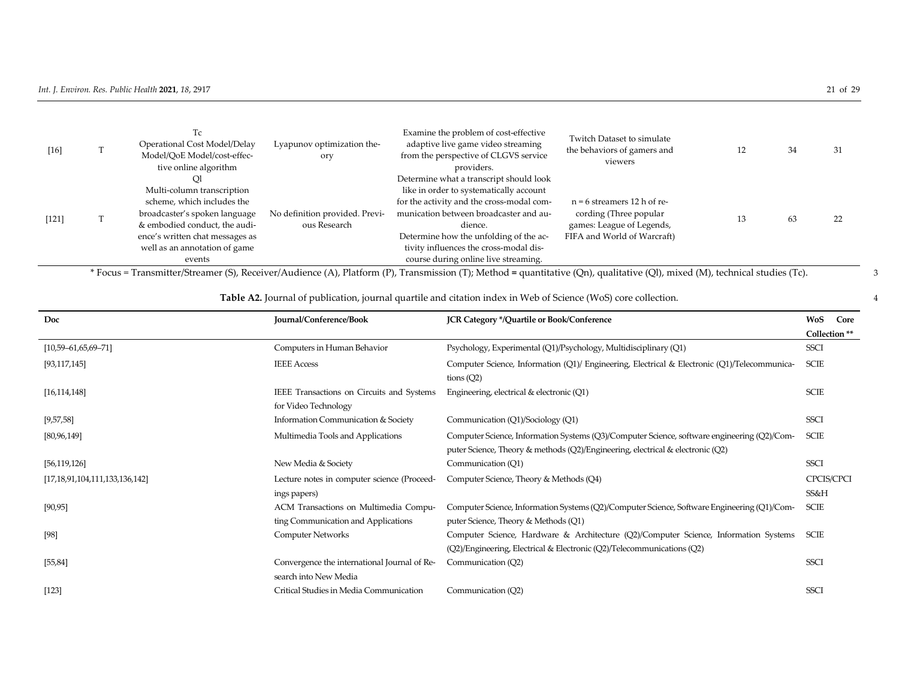| | | | | | | | | |
|---|---|---|---|---|---|---|---|---|
| [16] | T | Tc<br>Operational Cost Model/Delay Model/QoE Model/cost-effective online algorithm | Lyapunov optimization theory | Examine the problem of cost-effective adaptive live game video streaming from the perspective of CLGVS service providers. | Twitch Dataset to simulate the behaviors of gamers and viewers | 12 | 34 | 31 |
| [121] | T | Ql<br>Multi-column transcription scheme, which includes the broadcaster's spoken language & embodied conduct, the audience's written chat messages as well as an annotation of game events | No definition provided. Previous Research | Determine what a transcript should look like in order to systematically account for the activity and the cross-modal communication between broadcaster and audience.<br>Determine how the unfolding of the activity influences the cross-modal discourse during online live streaming. | n = 6 streamers 12 h of recording (Three popular games: League of Legends, FIFA and World of Warcraft) | 13 | 63 | 22 |

* Focus = Transmitter/Streamer (S), Receiver/Audience (A), Platform (P), Transmission (T); Method = quantitative (Qn), qualitative (Ql), mixed (M), technical studies (Tc).

**Table A2.** Journal of publication, journal quartile and citation index in Web of Science (WoS) core collection.

| Doc | Journal/Conference/Book | JCR Category */Quartile or Book/Conference | WoS Core Collection ** |
|---|---|---|---|
| [10,59–61,65,69–71] | Computers in Human Behavior | Psychology, Experimental (Q1)/Psychology, Multidisciplinary (Q1) | SSCI |
| [93,117,145] | IEEE Access | Computer Science, Information (Q1)/ Engineering, Electrical & Electronic (Q1)/Telecommunications (Q2) | SCIE |
| [16,114,148] | IEEE Transactions on Circuits and Systems for Video Technology | Engineering, electrical & electronic (Q1) | SCIE |
| [9,57,58] | Information Communication & Society | Communication (Q1)/Sociology (Q1) | SSCI |
| [80,96,149] | Multimedia Tools and Applications | Computer Science, Information Systems (Q3)/Computer Science, software engineering (Q2)/Computer Science, Theory & methods (Q2)/Engineering, electrical & electronic (Q2) | SCIE |
| [56,119,126] | New Media & Society | Communication (Q1) | SSCI |
| [17,18,91,104,111,133,136,142] | Lecture notes in computer science (Proceedings papers) | Computer Science, Theory & Methods (Q4) | CPCIS/CPCI SS&H |
| [90,95] | ACM Transactions on Multimedia Computing Communication and Applications | Computer Science, Information Systems (Q2)/Computer Science, Software Engineering (Q1)/Computer Science, Theory & Methods (Q1) | SCIE |
| [98] | Computer Networks | Computer Science, Hardware & Architecture (Q2)/Computer Science, Information Systems (Q2)/Engineering, Electrical & Electronic (Q2)/Telecommunications (Q2) | SCIE |
| [55,84] | Convergence the international Journal of Research into New Media | Communication (Q2) | SSCI |
| [123] | Critical Studies in Media Communication | Communication (Q2) | SSCI |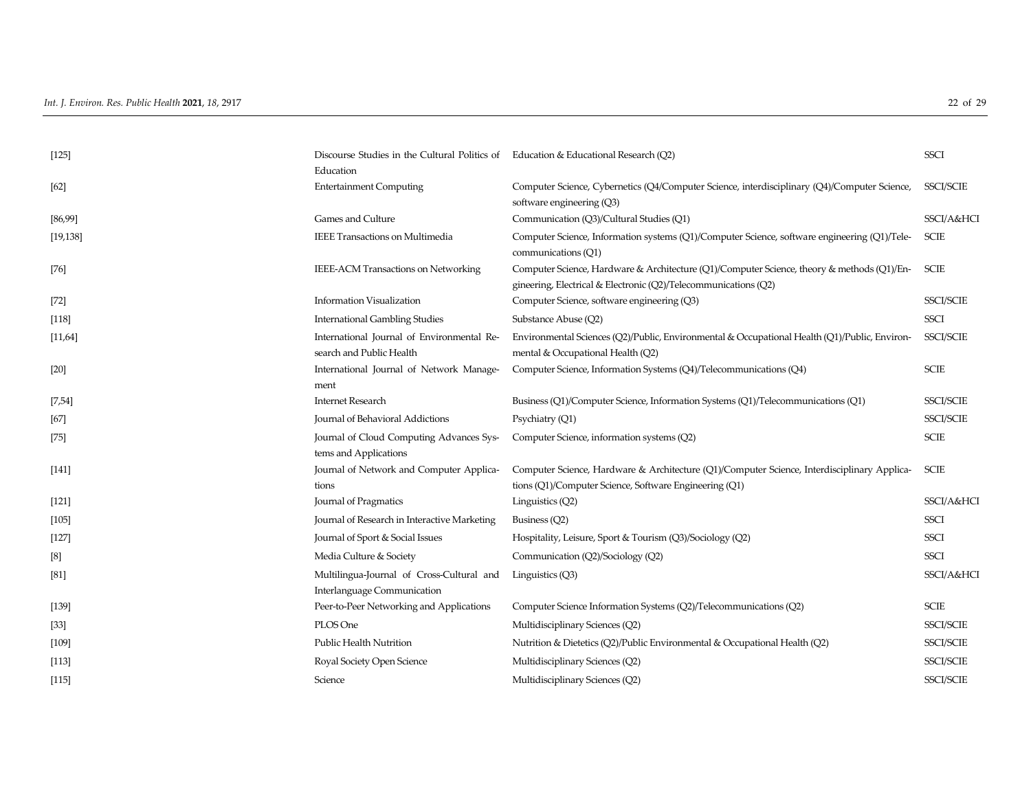| | | | |
|---|---|---|---|
| [125] | Discourse Studies in the Cultural Politics of Education | Education & Educational Research (Q2) | SSCI |
| [62] | Entertainment Computing | Computer Science, Cybernetics (Q4/Computer Science, interdisciplinary (Q4)/Computer Science, software engineering (Q3) | SSCI/SCIE |
| [86,99] | Games and Culture | Communication (Q3)/Cultural Studies (Q1) | SSCI/A&HCI |
| [19,138] | IEEE Transactions on Multimedia | Computer Science, Information systems (Q1)/Computer Science, software engineering (Q1)/Telecommunications (Q1) | SCIE |
| [76] | IEEE-ACM Transactions on Networking | Computer Science, Hardware & Architecture (Q1)/Computer Science, theory & methods (Q1)/Engineering, Electrical & Electronic (Q2)/Telecommunications (Q2) | SCIE |
| [72] | Information Visualization | Computer Science, software engineering (Q3) | SSCI/SCIE |
| [118] | International Gambling Studies | Substance Abuse (Q2) | SSCI |
| [11,64] | International Journal of Environmental Research and Public Health | Environmental Sciences (Q2)/Public, Environmental & Occupational Health (Q1)/Public, Environmental & Occupational Health (Q2) | SSCI/SCIE |
| [20] | International Journal of Network Management | Computer Science, Information Systems (Q4)/Telecommunications (Q4) | SCIE |
| [7,54] | Internet Research | Business (Q1)/Computer Science, Information Systems (Q1)/Telecommunications (Q1) | SSCI/SCIE |
| [67] | Journal of Behavioral Addictions | Psychiatry (Q1) | SSCI/SCIE |
| [75] | Journal of Cloud Computing Advances Systems and Applications | Computer Science, information systems (Q2) | SCIE |
| [141] | Journal of Network and Computer Applications | Computer Science, Hardware & Architecture (Q1)/Computer Science, Interdisciplinary Applications (Q1)/Computer Science, Software Engineering (Q1) | SCIE |
| [121] | Journal of Pragmatics | Linguistics (Q2) | SSCI/A&HCI |
| [105] | Journal of Research in Interactive Marketing | Business (Q2) | SSCI |
| [127] | Journal of Sport & Social Issues | Hospitality, Leisure, Sport & Tourism (Q3)/Sociology (Q2) | SSCI |
| [8] | Media Culture & Society | Communication (Q2)/Sociology (Q2) | SSCI |
| [81] | Multilingua-Journal of Cross-Cultural and Interlanguage Communication | Linguistics (Q3) | SSCI/A&HCI |
| [139] | Peer-to-Peer Networking and Applications | Computer Science Information Systems (Q2)/Telecommunications (Q2) | SCIE |
| [33] | PLOS One | Multidisciplinary Sciences (Q2) | SSCI/SCIE |
| [109] | Public Health Nutrition | Nutrition & Dietetics (Q2)/Public Environmental & Occupational Health (Q2) | SSCI/SCIE |
| [113] | Royal Society Open Science | Multidisciplinary Sciences (Q2) | SSCI/SCIE |
| [115] | Science | Multidisciplinary Sciences (Q2) | SSCI/SCIE |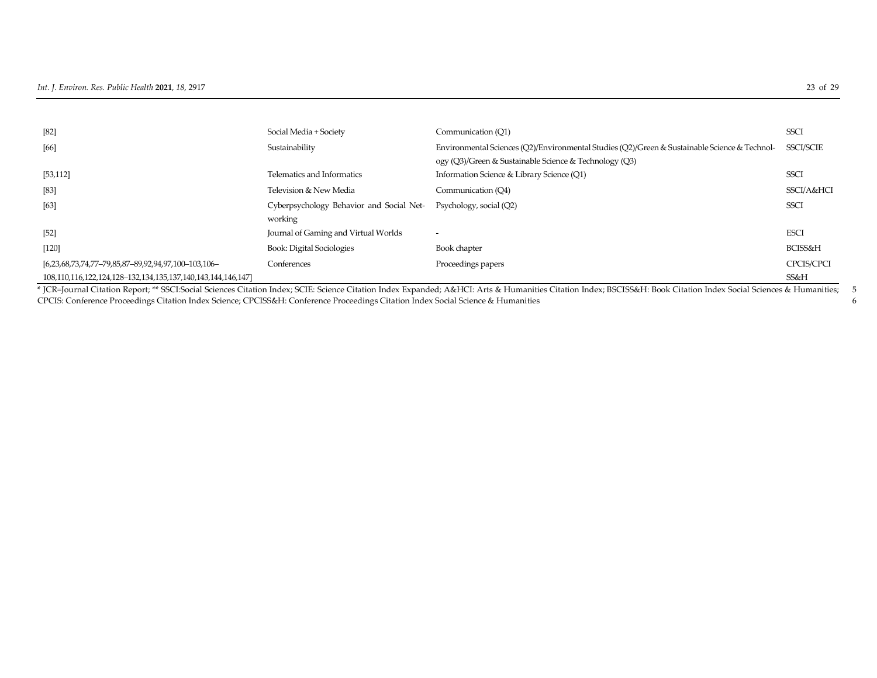| | | | |
|---|---|---|---|
| [82] | Social Media + Society | Communication (Q1) | SSCI |
| [66] | Sustainability | Environmental Sciences (Q2)/Environmental Studies (Q2)/Green & Sustainable Science & Technology (Q3)/Green & Sustainable Science & Technology (Q3) | SSCI/SCIE |
| [53,112] | Telematics and Informatics | Information Science & Library Science (Q1) | SSCI |
| [83] | Television & New Media | Communication (Q4) | SSCI/A&HCI |
| [63] | Cyberpsychology Behavior and Social Networking | Psychology, social (Q2) | SSCI |
| [52] | Journal of Gaming and Virtual Worlds | - | ESCI |
| [120] | Book: Digital Sociologies | Book chapter | BCISS&H |
| [6,23,68,73,74,77–79,85,87–89,92,94,97,100–103,106–108,110,116,122,124,128–132,134,135,137,140,143,144,146,147] | Conferences | Proceedings papers | CPCIS/CPCISS&H |

* JCR=Journal Citation Report; ** SSCI:Social Sciences Citation Index; SCIE: Science Citation Index Expanded; A&HCI: Arts & Humanities Citation Index; BSCISS&H: Book Citation Index Social Sciences & Humanities; CPCIS: Conference Proceedings Citation Index Science; CPCISS&H: Conference Proceedings Citation Index Social Science & Humanities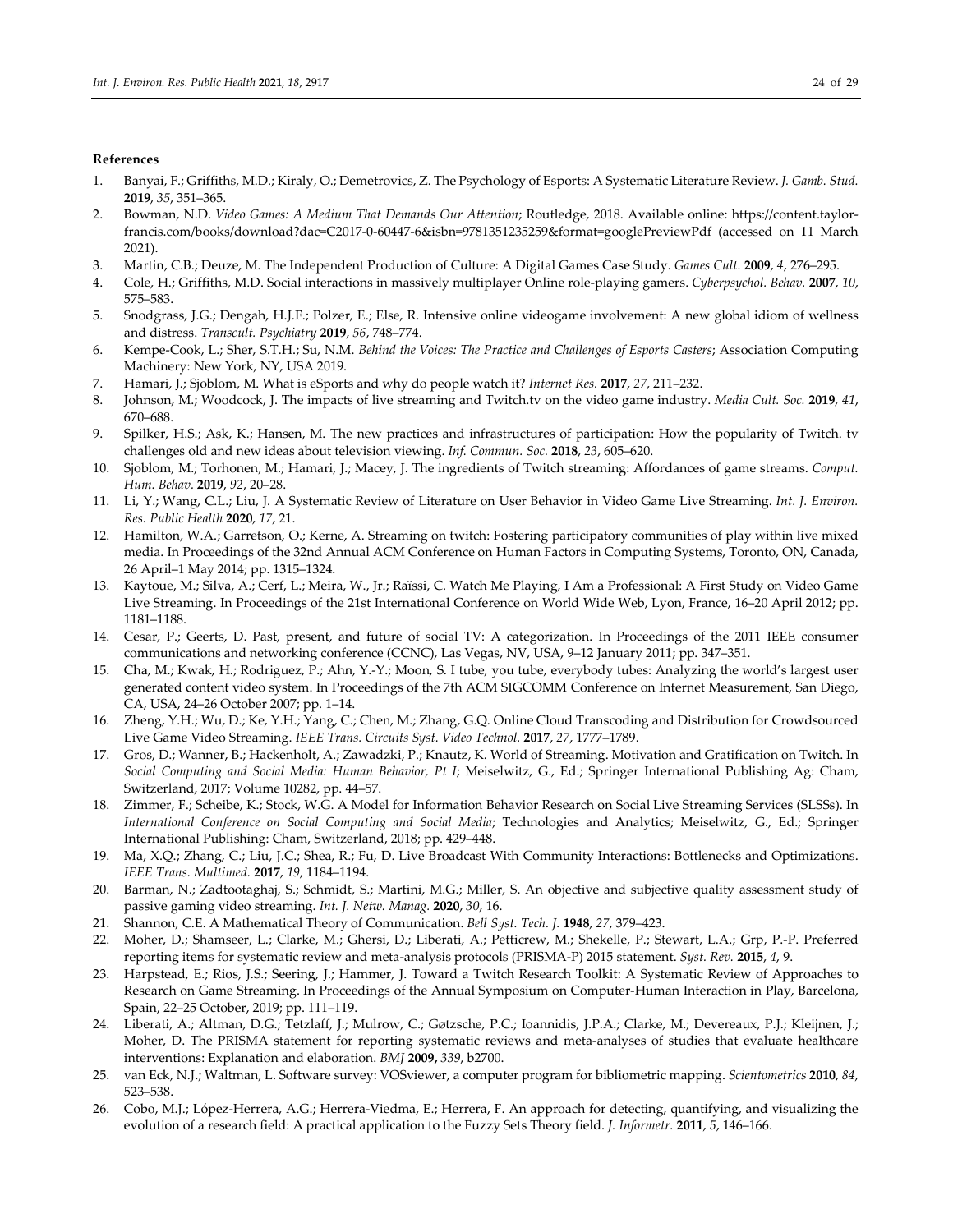**References**

1. Banyai, F.; Griffiths, M.D.; Kiraly, O.; Demetrovics, Z. The Psychology of Esports: A Systematic Literature Review. *J. Gamb. Stud.* **2019**, *35*, 351–365.
2. Bowman, N.D. *Video Games: A Medium That Demands Our Attention*; Routledge, 2018. Available online: https://content.taylorfrancis.com/books/download?dac=C2017-0-60447-6&isbn=9781351235259&format=googlePreviewPdf (accessed on 11 March 2021).
3. Martin, C.B.; Deuze, M. The Independent Production of Culture: A Digital Games Case Study. *Games Cult.* **2009**, *4*, 276–295.
4. Cole, H.; Griffiths, M.D. Social interactions in massively multiplayer Online role-playing gamers. *Cyberpsychol. Behav.* **2007**, *10*, 575–583.
5. Snodgrass, J.G.; Dengah, H.J.F.; Polzer, E.; Else, R. Intensive online videogame involvement: A new global idiom of wellness and distress. *Transcult. Psychiatry* **2019**, *56*, 748–774.
6. Kempe-Cook, L.; Sher, S.T.H.; Su, N.M. *Behind the Voices: The Practice and Challenges of Esports Casters*; Association Computing Machinery: New York, NY, USA 2019.
7. Hamari, J.; Sjoblom, M. What is eSports and why do people watch it? *Internet Res.* **2017**, *27*, 211–232.
8. Johnson, M.; Woodcock, J. The impacts of live streaming and Twitch.tv on the video game industry. *Media Cult. Soc.* **2019**, *41*, 670–688.
9. Spilker, H.S.; Ask, K.; Hansen, M. The new practices and infrastructures of participation: How the popularity of Twitch. tv challenges old and new ideas about television viewing. *Inf. Commun. Soc.* **2018**, *23*, 605–620.
10. Sjoblom, M.; Torhonen, M.; Hamari, J.; Macey, J. The ingredients of Twitch streaming: Affordances of game streams. *Comput. Hum. Behav.* **2019**, *92*, 20–28.
11. Li, Y.; Wang, C.L.; Liu, J. A Systematic Review of Literature on User Behavior in Video Game Live Streaming. *Int. J. Environ. Res. Public Health* **2020**, *17*, 21.
12. Hamilton, W.A.; Garretson, O.; Kerne, A. Streaming on twitch: Fostering participatory communities of play within live mixed media. In Proceedings of the 32nd Annual ACM Conference on Human Factors in Computing Systems, Toronto, ON, Canada, 26 April–1 May 2014; pp. 1315–1324.
13. Kaytoue, M.; Silva, A.; Cerf, L.; Meira, W., Jr.; Raïssi, C. Watch Me Playing, I Am a Professional: A First Study on Video Game Live Streaming. In Proceedings of the 21st International Conference on World Wide Web, Lyon, France, 16–20 April 2012; pp. 1181–1188.
14. Cesar, P.; Geerts, D. Past, present, and future of social TV: A categorization. In Proceedings of the 2011 IEEE consumer communications and networking conference (CCNC), Las Vegas, NV, USA, 9–12 January 2011; pp. 347–351.
15. Cha, M.; Kwak, H.; Rodriguez, P.; Ahn, Y.-Y.; Moon, S. I tube, you tube, everybody tubes: Analyzing the world's largest user generated content video system. In Proceedings of the 7th ACM SIGCOMM Conference on Internet Measurement, San Diego, CA, USA, 24–26 October 2007; pp. 1–14.
16. Zheng, Y.H.; Wu, D.; Ke, Y.H.; Yang, C.; Chen, M.; Zhang, G.Q. Online Cloud Transcoding and Distribution for Crowdsourced Live Game Video Streaming. *IEEE Trans. Circuits Syst. Video Technol.* **2017**, *27*, 1777–1789.
17. Gros, D.; Wanner, B.; Hackenholt, A.; Zawadzki, P.; Knautz, K. World of Streaming. Motivation and Gratification on Twitch. In *Social Computing and Social Media: Human Behavior, Pt I*; Meiselwitz, G., Ed.; Springer International Publishing Ag: Cham, Switzerland, 2017; Volume 10282, pp. 44–57.
18. Zimmer, F.; Scheibe, K.; Stock, W.G. A Model for Information Behavior Research on Social Live Streaming Services (SLSSs). In *International Conference on Social Computing and Social Media*; Technologies and Analytics; Meiselwitz, G., Ed.; Springer International Publishing: Cham, Switzerland, 2018; pp. 429–448.
19. Ma, X.Q.; Zhang, C.; Liu, J.C.; Shea, R.; Fu, D. Live Broadcast With Community Interactions: Bottlenecks and Optimizations. *IEEE Trans. Multimed.* **2017**, *19*, 1184–1194.
20. Barman, N.; Zadtootaghaj, S.; Schmidt, S.; Martini, M.G.; Miller, S. An objective and subjective quality assessment study of passive gaming video streaming. *Int. J. Netw. Manag.* **2020**, *30*, 16.
21. Shannon, C.E. A Mathematical Theory of Communication. *Bell Syst. Tech. J.* **1948**, *27*, 379–423.
22. Moher, D.; Shamseer, L.; Clarke, M.; Ghersi, D.; Liberati, A.; Petticrew, M.; Shekelle, P.; Stewart, L.A.; Grp, P.-P. Preferred reporting items for systematic review and meta-analysis protocols (PRISMA-P) 2015 statement. *Syst. Rev.* **2015**, *4*, 9.
23. Harpstead, E.; Rios, J.S.; Seering, J.; Hammer, J. Toward a Twitch Research Toolkit: A Systematic Review of Approaches to Research on Game Streaming. In Proceedings of the Annual Symposium on Computer-Human Interaction in Play, Barcelona, Spain, 22–25 October, 2019; pp. 111–119.
24. Liberati, A.; Altman, D.G.; Tetzlaff, J.; Mulrow, C.; Gøtzsche, P.C.; Ioannidis, J.P.A.; Clarke, M.; Devereaux, P.J.; Kleijnen, J.; Moher, D. The PRISMA statement for reporting systematic reviews and meta-analyses of studies that evaluate healthcare interventions: Explanation and elaboration. *BMJ* **2009,** *339*, b2700.
25. van Eck, N.J.; Waltman, L. Software survey: VOSviewer, a computer program for bibliometric mapping. *Scientometrics* **2010**, *84*, 523–538.
26. Cobo, M.J.; López-Herrera, A.G.; Herrera-Viedma, E.; Herrera, F. An approach for detecting, quantifying, and visualizing the evolution of a research field: A practical application to the Fuzzy Sets Theory field. *J. Informetr.* **2011**, *5*, 146–166.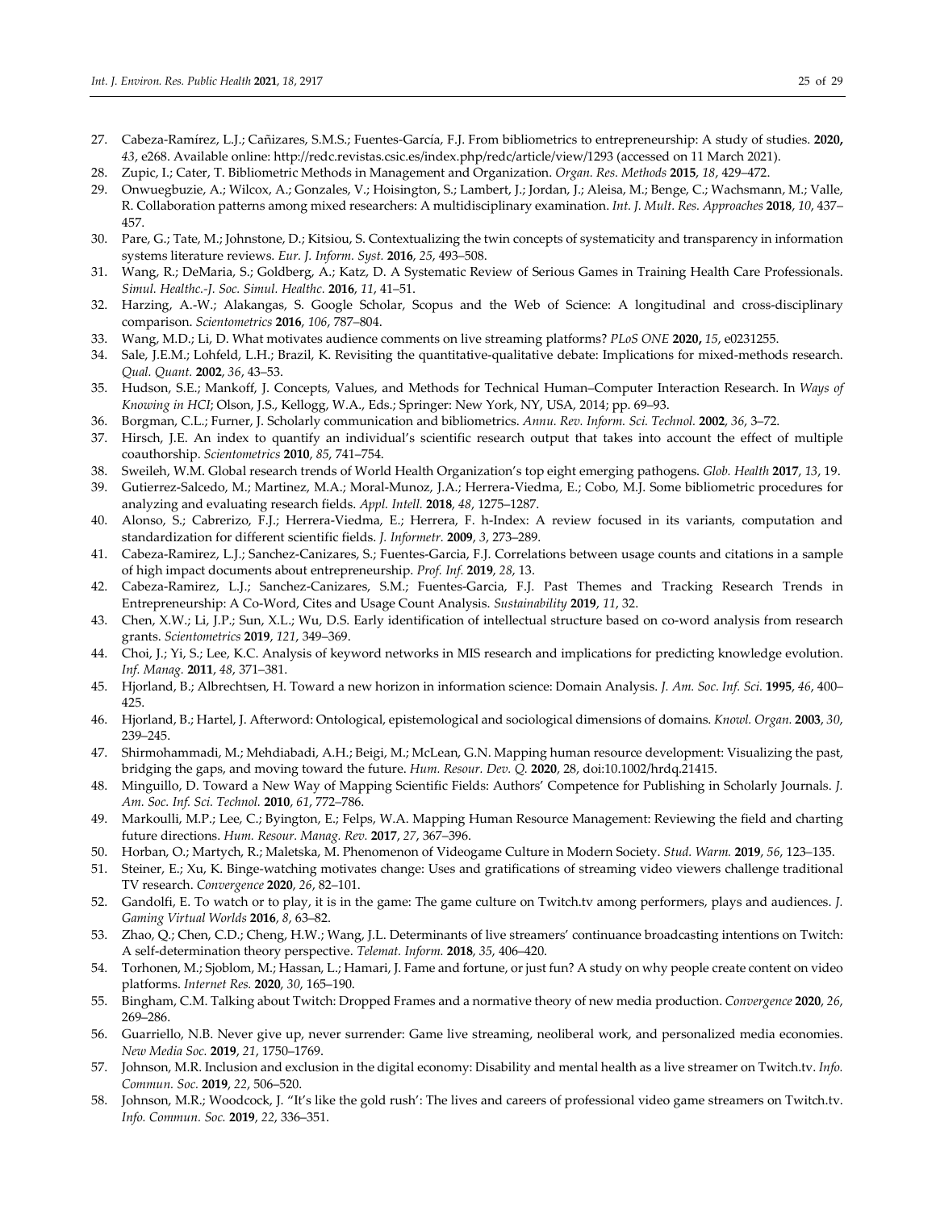27. Cabeza-Ramírez, L.J.; Cañizares, S.M.S.; Fuentes-García, F.J. From bibliometrics to entrepreneurship: A study of studies. **2020,** *43*, e268. Available online: http://redc.revistas.csic.es/index.php/redc/article/view/1293 (accessed on 11 March 2021).
28. Zupic, I.; Cater, T. Bibliometric Methods in Management and Organization. *Organ. Res. Methods* **2015**, *18*, 429–472.
29. Onwuegbuzie, A.; Wilcox, A.; Gonzales, V.; Hoisington, S.; Lambert, J.; Jordan, J.; Aleisa, M.; Benge, C.; Wachsmann, M.; Valle, R. Collaboration patterns among mixed researchers: A multidisciplinary examination. *Int. J. Mult. Res. Approaches* **2018**, *10*, 437–457.
30. Pare, G.; Tate, M.; Johnstone, D.; Kitsiou, S. Contextualizing the twin concepts of systematicity and transparency in information systems literature reviews. *Eur. J. Inform. Syst.* **2016**, *25*, 493–508.
31. Wang, R.; DeMaria, S.; Goldberg, A.; Katz, D. A Systematic Review of Serious Games in Training Health Care Professionals. *Simul. Healthc.-J. Soc. Simul. Healthc.* **2016**, *11*, 41–51.
32. Harzing, A.-W.; Alakangas, S. Google Scholar, Scopus and the Web of Science: A longitudinal and cross-disciplinary comparison. *Scientometrics* **2016**, *106*, 787–804.
33. Wang, M.D.; Li, D. What motivates audience comments on live streaming platforms? *PLoS ONE* **2020,** *15*, e0231255.
34. Sale, J.E.M.; Lohfeld, L.H.; Brazil, K. Revisiting the quantitative-qualitative debate: Implications for mixed-methods research. *Qual. Quant.* **2002**, *36*, 43–53.
35. Hudson, S.E.; Mankoff, J. Concepts, Values, and Methods for Technical Human–Computer Interaction Research. In *Ways of Knowing in HCI*; Olson, J.S., Kellogg, W.A., Eds.; Springer: New York, NY, USA, 2014; pp. 69–93.
36. Borgman, C.L.; Furner, J. Scholarly communication and bibliometrics. *Annu. Rev. Inform. Sci. Technol.* **2002**, *36*, 3–72.
37. Hirsch, J.E. An index to quantify an individual's scientific research output that takes into account the effect of multiple coauthorship. *Scientometrics* **2010**, *85*, 741–754.
38. Sweileh, W.M. Global research trends of World Health Organization's top eight emerging pathogens. *Glob. Health* **2017**, *13*, 19.
39. Gutierrez-Salcedo, M.; Martinez, M.A.; Moral-Munoz, J.A.; Herrera-Viedma, E.; Cobo, M.J. Some bibliometric procedures for analyzing and evaluating research fields. *Appl. Intell.* **2018**, *48*, 1275–1287.
40. Alonso, S.; Cabrerizo, F.J.; Herrera-Viedma, E.; Herrera, F. h-Index: A review focused in its variants, computation and standardization for different scientific fields. *J. Informetr.* **2009**, *3*, 273–289.
41. Cabeza-Ramirez, L.J.; Sanchez-Canizares, S.; Fuentes-Garcia, F.J. Correlations between usage counts and citations in a sample of high impact documents about entrepreneurship. *Prof. Inf.* **2019**, *28*, 13.
42. Cabeza-Ramirez, L.J.; Sanchez-Canizares, S.M.; Fuentes-Garcia, F.J. Past Themes and Tracking Research Trends in Entrepreneurship: A Co-Word, Cites and Usage Count Analysis. *Sustainability* **2019**, *11*, 32.
43. Chen, X.W.; Li, J.P.; Sun, X.L.; Wu, D.S. Early identification of intellectual structure based on co-word analysis from research grants. *Scientometrics* **2019**, *121*, 349–369.
44. Choi, J.; Yi, S.; Lee, K.C. Analysis of keyword networks in MIS research and implications for predicting knowledge evolution. *Inf. Manag.* **2011**, *48*, 371–381.
45. Hjorland, B.; Albrechtsen, H. Toward a new horizon in information science: Domain Analysis. *J. Am. Soc. Inf. Sci.* **1995**, *46*, 400–425.
46. Hjorland, B.; Hartel, J. Afterword: Ontological, epistemological and sociological dimensions of domains. *Knowl. Organ.* **2003**, *30*, 239–245.
47. Shirmohammadi, M.; Mehdiabadi, A.H.; Beigi, M.; McLean, G.N. Mapping human resource development: Visualizing the past, bridging the gaps, and moving toward the future. *Hum. Resour. Dev. Q.* **2020**, 28, doi:10.1002/hrdq.21415.
48. Minguillo, D. Toward a New Way of Mapping Scientific Fields: Authors' Competence for Publishing in Scholarly Journals. *J. Am. Soc. Inf. Sci. Technol.* **2010**, *61*, 772–786.
49. Markoulli, M.P.; Lee, C.; Byington, E.; Felps, W.A. Mapping Human Resource Management: Reviewing the field and charting future directions. *Hum. Resour. Manag. Rev.* **2017**, *27*, 367–396.
50. Horban, O.; Martych, R.; Maletska, M. Phenomenon of Videogame Culture in Modern Society. *Stud. Warm.* **2019**, *56*, 123–135.
51. Steiner, E.; Xu, K. Binge-watching motivates change: Uses and gratifications of streaming video viewers challenge traditional TV research. *Convergence* **2020**, *26*, 82–101.
52. Gandolfi, E. To watch or to play, it is in the game: The game culture on Twitch.tv among performers, plays and audiences. *J. Gaming Virtual Worlds* **2016**, *8*, 63–82.
53. Zhao, Q.; Chen, C.D.; Cheng, H.W.; Wang, J.L. Determinants of live streamers' continuance broadcasting intentions on Twitch: A self-determination theory perspective. *Telemat. Inform.* **2018**, *35*, 406–420.
54. Torhonen, M.; Sjoblom, M.; Hassan, L.; Hamari, J. Fame and fortune, or just fun? A study on why people create content on video platforms. *Internet Res.* **2020**, *30*, 165–190.
55. Bingham, C.M. Talking about Twitch: Dropped Frames and a normative theory of new media production. *Convergence* **2020**, *26*, 269–286.
56. Guarriello, N.B. Never give up, never surrender: Game live streaming, neoliberal work, and personalized media economies. *New Media Soc.* **2019**, *21*, 1750–1769.
57. Johnson, M.R. Inclusion and exclusion in the digital economy: Disability and mental health as a live streamer on Twitch.tv. *Info. Commun. Soc.* **2019**, *22*, 506–520.
58. Johnson, M.R.; Woodcock, J. "It's like the gold rush': The lives and careers of professional video game streamers on Twitch.tv. *Info. Commun. Soc.* **2019**, *22*, 336–351.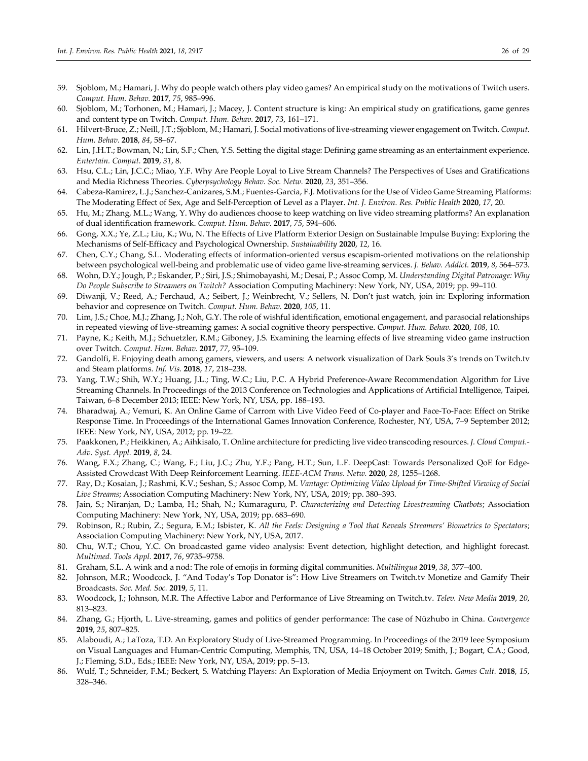59. Sjoblom, M.; Hamari, J. Why do people watch others play video games? An empirical study on the motivations of Twitch users. *Comput. Hum. Behav.* **2017**, *75*, 985–996.
60. Sjoblom, M.; Torhonen, M.; Hamari, J.; Macey, J. Content structure is king: An empirical study on gratifications, game genres and content type on Twitch. *Comput. Hum. Behav.* **2017**, *73*, 161–171.
61. Hilvert-Bruce, Z.; Neill, J.T.; Sjoblom, M.; Hamari, J. Social motivations of live-streaming viewer engagement on Twitch. *Comput. Hum. Behav.* **2018**, *84*, 58–67.
62. Lin, J.H.T.; Bowman, N.; Lin, S.F.; Chen, Y.S. Setting the digital stage: Defining game streaming as an entertainment experience. *Entertain. Comput.* **2019**, *31*, 8.
63. Hsu, C.L.; Lin, J.C.C.; Miao, Y.F. Why Are People Loyal to Live Stream Channels? The Perspectives of Uses and Gratifications and Media Richness Theories. *Cyberpsychology Behav. Soc. Netw.* **2020**, *23*, 351–356.
64. Cabeza-Ramirez, L.J.; Sanchez-Canizares, S.M.; Fuentes-Garcia, F.J. Motivations for the Use of Video Game Streaming Platforms: The Moderating Effect of Sex, Age and Self-Perception of Level as a Player. *Int. J. Environ. Res. Public Health* **2020**, *17*, 20.
65. Hu, M.; Zhang, M.L.; Wang, Y. Why do audiences choose to keep watching on live video streaming platforms? An explanation of dual identification framework. *Comput. Hum. Behav.* **2017**, *75*, 594–606.
66. Gong, X.X.; Ye, Z.L.; Liu, K.; Wu, N. The Effects of Live Platform Exterior Design on Sustainable Impulse Buying: Exploring the Mechanisms of Self-Efficacy and Psychological Ownership. *Sustainability* **2020**, *12*, 16.
67. Chen, C.Y.; Chang, S.L. Moderating effects of information-oriented versus escapism-oriented motivations on the relationship between psychological well-being and problematic use of video game live-streaming services. *J. Behav. Addict.* **2019**, *8*, 564–573.
68. Wohn, D.Y.; Jough, P.; Eskander, P.; Siri, J.S.; Shimobayashi, M.; Desai, P.; Assoc Comp, M. *Understanding Digital Patronage: Why Do People Subscribe to Streamers on Twitch?* Association Computing Machinery: New York, NY, USA, 2019; pp. 99–110.
69. Diwanji, V.; Reed, A.; Ferchaud, A.; Seibert, J.; Weinbrecht, V.; Sellers, N. Don't just watch, join in: Exploring information behavior and copresence on Twitch. *Comput. Hum. Behav.* **2020**, *105*, 11.
70. Lim, J.S.; Choe, M.J.; Zhang, J.; Noh, G.Y. The role of wishful identification, emotional engagement, and parasocial relationships in repeated viewing of live-streaming games: A social cognitive theory perspective. *Comput. Hum. Behav.* **2020**, *108*, 10.
71. Payne, K.; Keith, M.J.; Schuetzler, R.M.; Giboney, J.S. Examining the learning effects of live streaming video game instruction over Twitch. *Comput. Hum. Behav.* **2017**, *77*, 95–109.
72. Gandolfi, E. Enjoying death among gamers, viewers, and users: A network visualization of Dark Souls 3's trends on Twitch.tv and Steam platforms. *Inf. Vis.* **2018**, *17*, 218–238.
73. Yang, T.W.; Shih, W.Y.; Huang, J.L.; Ting, W.C.; Liu, P.C. A Hybrid Preference-Aware Recommendation Algorithm for Live Streaming Channels. In Proceedings of the 2013 Conference on Technologies and Applications of Artificial Intelligence, Taipei, Taiwan, 6–8 December 2013; IEEE: New York, NY, USA, pp. 188–193.
74. Bharadwaj, A.; Vemuri, K. An Online Game of Carrom with Live Video Feed of Co-player and Face-To-Face: Effect on Strike Response Time. In Proceedings of the International Games Innovation Conference, Rochester, NY, USA, 7–9 September 2012; IEEE: New York, NY, USA, 2012; pp. 19–22.
75. Paakkonen, P.; Heikkinen, A.; Aihkisalo, T. Online architecture for predicting live video transcoding resources. *J. Cloud Comput.-Adv. Syst. Appl.* **2019**, *8*, 24.
76. Wang, F.X.; Zhang, C.; Wang, F.; Liu, J.C.; Zhu, Y.F.; Pang, H.T.; Sun, L.F. DeepCast: Towards Personalized QoE for Edge-Assisted Crowdcast With Deep Reinforcement Learning. *IEEE-ACM Trans. Netw.* **2020**, *28*, 1255–1268.
77. Ray, D.; Kosaian, J.; Rashmi, K.V.; Seshan, S.; Assoc Comp, M. *Vantage: Optimizing Video Upload for Time-Shifted Viewing of Social Live Streams*; Association Computing Machinery: New York, NY, USA, 2019; pp. 380–393.
78. Jain, S.; Niranjan, D.; Lamba, H.; Shah, N.; Kumaraguru, P. *Characterizing and Detecting Livestreaming Chatbots*; Association Computing Machinery: New York, NY, USA, 2019; pp. 683–690.
79. Robinson, R.; Rubin, Z.; Segura, E.M.; Isbister, K. *All the Feels: Designing a Tool that Reveals Streamers' Biometrics to Spectators*; Association Computing Machinery: New York, NY, USA, 2017.
80. Chu, W.T.; Chou, Y.C. On broadcasted game video analysis: Event detection, highlight detection, and highlight forecast. *Multimed. Tools Appl.* **2017**, *76*, 9735–9758.
81. Graham, S.L. A wink and a nod: The role of emojis in forming digital communities. *Multilingua* **2019**, *38*, 377–400.
82. Johnson, M.R.; Woodcock, J. "And Today's Top Donator is": How Live Streamers on Twitch.tv Monetize and Gamify Their Broadcasts. *Soc. Med. Soc.* **2019**, *5*, 11.
83. Woodcock, J.; Johnson, M.R. The Affective Labor and Performance of Live Streaming on Twitch.tv. *Telev. New Media* **2019**, *20*, 813–823.
84. Zhang, G.; Hjorth, L. Live-streaming, games and politics of gender performance: The case of Nüzhubo in China. *Convergence* **2019**, *25*, 807–825.
85. Alaboudi, A.; LaToza, T.D. An Exploratory Study of Live-Streamed Programming. In Proceedings of the 2019 Ieee Symposium on Visual Languages and Human-Centric Computing, Memphis, TN, USA, 14–18 October 2019; Smith, J.; Bogart, C.A.; Good, J.; Fleming, S.D., Eds.; IEEE: New York, NY, USA, 2019; pp. 5–13.
86. Wulf, T.; Schneider, F.M.; Beckert, S. Watching Players: An Exploration of Media Enjoyment on Twitch. *Games Cult.* **2018**, *15*, 328–346.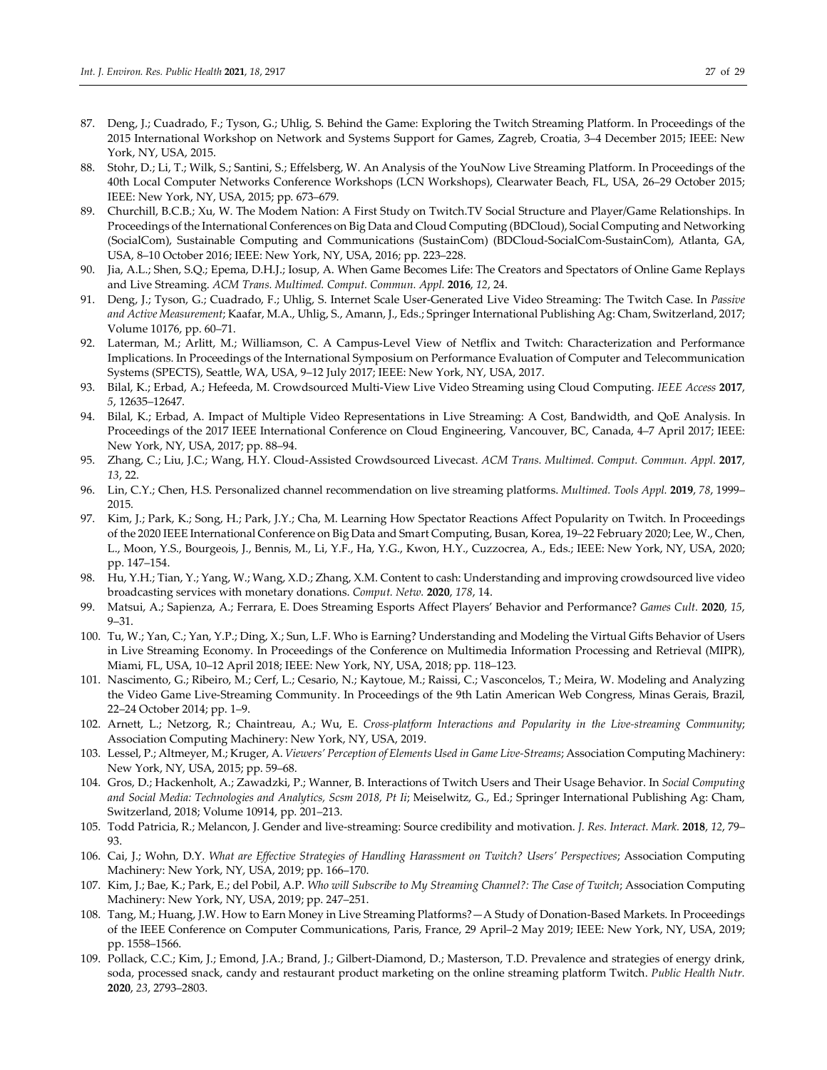87. Deng, J.; Cuadrado, F.; Tyson, G.; Uhlig, S. Behind the Game: Exploring the Twitch Streaming Platform. In Proceedings of the 2015 International Workshop on Network and Systems Support for Games, Zagreb, Croatia, 3–4 December 2015; IEEE: New York, NY, USA, 2015.
88. Stohr, D.; Li, T.; Wilk, S.; Santini, S.; Effelsberg, W. An Analysis of the YouNow Live Streaming Platform. In Proceedings of the 40th Local Computer Networks Conference Workshops (LCN Workshops), Clearwater Beach, FL, USA, 26–29 October 2015; IEEE: New York, NY, USA, 2015; pp. 673–679.
89. Churchill, B.C.B.; Xu, W. The Modem Nation: A First Study on Twitch.TV Social Structure and Player/Game Relationships. In Proceedings of the International Conferences on Big Data and Cloud Computing (BDCloud), Social Computing and Networking (SocialCom), Sustainable Computing and Communications (SustainCom) (BDCloud-SocialCom-SustainCom), Atlanta, GA, USA, 8–10 October 2016; IEEE: New York, NY, USA, 2016; pp. 223–228.
90. Jia, A.L.; Shen, S.Q.; Epema, D.H.J.; Iosup, A. When Game Becomes Life: The Creators and Spectators of Online Game Replays and Live Streaming. *ACM Trans. Multimed. Comput. Commun. Appl.* **2016**, *12*, 24.
91. Deng, J.; Tyson, G.; Cuadrado, F.; Uhlig, S. Internet Scale User-Generated Live Video Streaming: The Twitch Case. In *Passive and Active Measurement*; Kaafar, M.A., Uhlig, S., Amann, J., Eds.; Springer International Publishing Ag: Cham, Switzerland, 2017; Volume 10176, pp. 60–71.
92. Laterman, M.; Arlitt, M.; Williamson, C. A Campus-Level View of Netflix and Twitch: Characterization and Performance Implications. In Proceedings of the International Symposium on Performance Evaluation of Computer and Telecommunication Systems (SPECTS), Seattle, WA, USA, 9–12 July 2017; IEEE: New York, NY, USA, 2017.
93. Bilal, K.; Erbad, A.; Hefeeda, M. Crowdsourced Multi-View Live Video Streaming using Cloud Computing. *IEEE Access* **2017**, *5*, 12635–12647.
94. Bilal, K.; Erbad, A. Impact of Multiple Video Representations in Live Streaming: A Cost, Bandwidth, and QoE Analysis. In Proceedings of the 2017 IEEE International Conference on Cloud Engineering, Vancouver, BC, Canada, 4–7 April 2017; IEEE: New York, NY, USA, 2017; pp. 88–94.
95. Zhang, C.; Liu, J.C.; Wang, H.Y. Cloud-Assisted Crowdsourced Livecast. *ACM Trans. Multimed. Comput. Commun. Appl.* **2017**, *13*, 22.
96. Lin, C.Y.; Chen, H.S. Personalized channel recommendation on live streaming platforms. *Multimed. Tools Appl.* **2019**, *78*, 1999–2015.
97. Kim, J.; Park, K.; Song, H.; Park, J.Y.; Cha, M. Learning How Spectator Reactions Affect Popularity on Twitch. In Proceedings of the 2020 IEEE International Conference on Big Data and Smart Computing, Busan, Korea, 19–22 February 2020; Lee, W., Chen, L., Moon, Y.S., Bourgeois, J., Bennis, M., Li, Y.F., Ha, Y.G., Kwon, H.Y., Cuzzocrea, A., Eds.; IEEE: New York, NY, USA, 2020; pp. 147–154.
98. Hu, Y.H.; Tian, Y.; Yang, W.; Wang, X.D.; Zhang, X.M. Content to cash: Understanding and improving crowdsourced live video broadcasting services with monetary donations. *Comput. Netw.* **2020**, *178*, 14.
99. Matsui, A.; Sapienza, A.; Ferrara, E. Does Streaming Esports Affect Players' Behavior and Performance? *Games Cult.* **2020**, *15*, 9–31.
100. Tu, W.; Yan, C.; Yan, Y.P.; Ding, X.; Sun, L.F. Who is Earning? Understanding and Modeling the Virtual Gifts Behavior of Users in Live Streaming Economy. In Proceedings of the Conference on Multimedia Information Processing and Retrieval (MIPR), Miami, FL, USA, 10–12 April 2018; IEEE: New York, NY, USA, 2018; pp. 118–123.
101. Nascimento, G.; Ribeiro, M.; Cerf, L.; Cesario, N.; Kaytoue, M.; Raissi, C.; Vasconcelos, T.; Meira, W. Modeling and Analyzing the Video Game Live-Streaming Community. In Proceedings of the 9th Latin American Web Congress, Minas Gerais, Brazil, 22–24 October 2014; pp. 1–9.
102. Arnett, L.; Netzorg, R.; Chaintreau, A.; Wu, E. *Cross-platform Interactions and Popularity in the Live-streaming Community*; Association Computing Machinery: New York, NY, USA, 2019.
103. Lessel, P.; Altmeyer, M.; Kruger, A. *Viewers' Perception of Elements Used in Game Live-Streams*; Association Computing Machinery: New York, NY, USA, 2015; pp. 59–68.
104. Gros, D.; Hackenholt, A.; Zawadzki, P.; Wanner, B. Interactions of Twitch Users and Their Usage Behavior. In *Social Computing and Social Media: Technologies and Analytics, Scsm 2018, Pt Ii*; Meiselwitz, G., Ed.; Springer International Publishing Ag: Cham, Switzerland, 2018; Volume 10914, pp. 201–213.
105. Todd Patricia, R.; Melancon, J. Gender and live-streaming: Source credibility and motivation. *J. Res. Interact. Mark.* **2018**, *12*, 79–93.
106. Cai, J.; Wohn, D.Y. *What are Effective Strategies of Handling Harassment on Twitch? Users' Perspectives*; Association Computing Machinery: New York, NY, USA, 2019; pp. 166–170.
107. Kim, J.; Bae, K.; Park, E.; del Pobil, A.P. *Who will Subscribe to My Streaming Channel?: The Case of Twitch*; Association Computing Machinery: New York, NY, USA, 2019; pp. 247–251.
108. Tang, M.; Huang, J.W. How to Earn Money in Live Streaming Platforms?—A Study of Donation-Based Markets. In Proceedings of the IEEE Conference on Computer Communications, Paris, France, 29 April–2 May 2019; IEEE: New York, NY, USA, 2019; pp. 1558–1566.
109. Pollack, C.C.; Kim, J.; Emond, J.A.; Brand, J.; Gilbert-Diamond, D.; Masterson, T.D. Prevalence and strategies of energy drink, soda, processed snack, candy and restaurant product marketing on the online streaming platform Twitch. *Public Health Nutr.* **2020**, *23*, 2793–2803.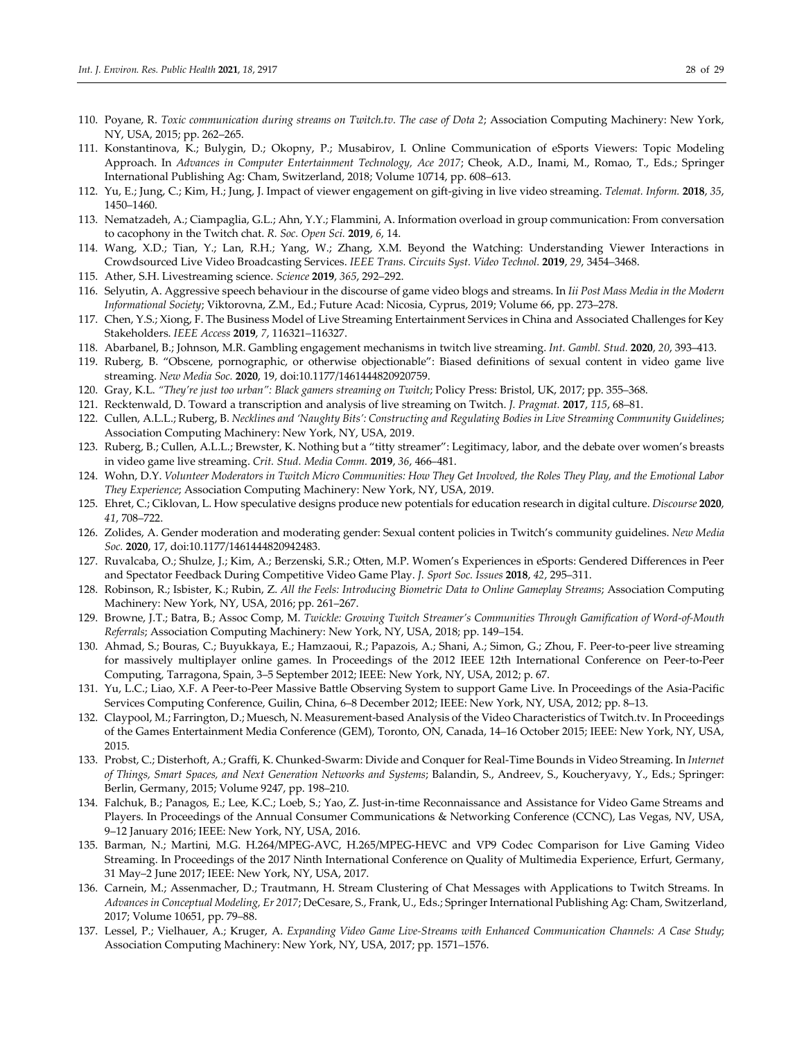110. Poyane, R. *Toxic communication during streams on Twitch.tv. The case of Dota 2*; Association Computing Machinery: New York, NY, USA, 2015; pp. 262–265.
111. Konstantinova, K.; Bulygin, D.; Okopny, P.; Musabirov, I. Online Communication of eSports Viewers: Topic Modeling Approach. In *Advances in Computer Entertainment Technology, Ace 2017*; Cheok, A.D., Inami, M., Romao, T., Eds.; Springer International Publishing Ag: Cham, Switzerland, 2018; Volume 10714, pp. 608–613.
112. Yu, E.; Jung, C.; Kim, H.; Jung, J. Impact of viewer engagement on gift-giving in live video streaming. *Telemat. Inform.* **2018**, *35*, 1450–1460.
113. Nematzadeh, A.; Ciampaglia, G.L.; Ahn, Y.Y.; Flammini, A. Information overload in group communication: From conversation to cacophony in the Twitch chat. *R. Soc. Open Sci.* **2019**, *6*, 14.
114. Wang, X.D.; Tian, Y.; Lan, R.H.; Yang, W.; Zhang, X.M. Beyond the Watching: Understanding Viewer Interactions in Crowdsourced Live Video Broadcasting Services. *IEEE Trans. Circuits Syst. Video Technol.* **2019**, *29*, 3454–3468.
115. Ather, S.H. Livestreaming science. *Science* **2019**, *365*, 292–292.
116. Selyutin, A. Aggressive speech behaviour in the discourse of game video blogs and streams. In *Iii Post Mass Media in the Modern Informational Society*; Viktorovna, Z.M., Ed.; Future Acad: Nicosia, Cyprus, 2019; Volume 66, pp. 273–278.
117. Chen, Y.S.; Xiong, F. The Business Model of Live Streaming Entertainment Services in China and Associated Challenges for Key Stakeholders. *IEEE Access* **2019**, *7*, 116321–116327.
118. Abarbanel, B.; Johnson, M.R. Gambling engagement mechanisms in twitch live streaming. *Int. Gambl. Stud.* **2020**, *20*, 393–413.
119. Ruberg, B. "Obscene, pornographic, or otherwise objectionable": Biased definitions of sexual content in video game live streaming. *New Media Soc.* **2020**, 19, doi:10.1177/1461444820920759.
120. Gray, K.L. *"They're just too urban": Black gamers streaming on Twitch*; Policy Press: Bristol, UK, 2017; pp. 355–368.
121. Recktenwald, D. Toward a transcription and analysis of live streaming on Twitch. *J. Pragmat.* **2017**, *115*, 68–81.
122. Cullen, A.L.L.; Ruberg, B. *Necklines and 'Naughty Bits': Constructing and Regulating Bodies in Live Streaming Community Guidelines*; Association Computing Machinery: New York, NY, USA, 2019.
123. Ruberg, B.; Cullen, A.L.L.; Brewster, K. Nothing but a "titty streamer": Legitimacy, labor, and the debate over women's breasts in video game live streaming. *Crit. Stud. Media Comm.* **2019**, *36*, 466–481.
124. Wohn, D.Y. *Volunteer Moderators in Twitch Micro Communities: How They Get Involved, the Roles They Play, and the Emotional Labor They Experience*; Association Computing Machinery: New York, NY, USA, 2019.
125. Ehret, C.; Ciklovan, L. How speculative designs produce new potentials for education research in digital culture. *Discourse* **2020**, *41*, 708–722.
126. Zolides, A. Gender moderation and moderating gender: Sexual content policies in Twitch's community guidelines. *New Media Soc.* **2020**, 17, doi:10.1177/1461444820942483.
127. Ruvalcaba, O.; Shulze, J.; Kim, A.; Berzenski, S.R.; Otten, M.P. Women's Experiences in eSports: Gendered Differences in Peer and Spectator Feedback During Competitive Video Game Play. *J. Sport Soc. Issues* **2018**, *42*, 295–311.
128. Robinson, R.; Isbister, K.; Rubin, Z. *All the Feels: Introducing Biometric Data to Online Gameplay Streams*; Association Computing Machinery: New York, NY, USA, 2016; pp. 261–267.
129. Browne, J.T.; Batra, B.; Assoc Comp, M. *Twickle: Growing Twitch Streamer's Communities Through Gamification of Word-of-Mouth Referrals*; Association Computing Machinery: New York, NY, USA, 2018; pp. 149–154.
130. Ahmad, S.; Bouras, C.; Buyukkaya, E.; Hamzaoui, R.; Papazois, A.; Shani, A.; Simon, G.; Zhou, F. Peer-to-peer live streaming for massively multiplayer online games. In Proceedings of the 2012 IEEE 12th International Conference on Peer-to-Peer Computing, Tarragona, Spain, 3–5 September 2012; IEEE: New York, NY, USA, 2012; p. 67.
131. Yu, L.C.; Liao, X.F. A Peer-to-Peer Massive Battle Observing System to support Game Live. In Proceedings of the Asia-Pacific Services Computing Conference, Guilin, China, 6–8 December 2012; IEEE: New York, NY, USA, 2012; pp. 8–13.
132. Claypool, M.; Farrington, D.; Muesch, N. Measurement-based Analysis of the Video Characteristics of Twitch.tv. In Proceedings of the Games Entertainment Media Conference (GEM), Toronto, ON, Canada, 14–16 October 2015; IEEE: New York, NY, USA, 2015.
133. Probst, C.; Disterhoft, A.; Graffi, K. Chunked-Swarm: Divide and Conquer for Real-Time Bounds in Video Streaming. In *Internet of Things, Smart Spaces, and Next Generation Networks and Systems*; Balandin, S., Andreev, S., Koucheryavy, Y., Eds.; Springer: Berlin, Germany, 2015; Volume 9247, pp. 198–210.
134. Falchuk, B.; Panagos, E.; Lee, K.C.; Loeb, S.; Yao, Z. Just-in-time Reconnaissance and Assistance for Video Game Streams and Players. In Proceedings of the Annual Consumer Communications & Networking Conference (CCNC), Las Vegas, NV, USA, 9–12 January 2016; IEEE: New York, NY, USA, 2016.
135. Barman, N.; Martini, M.G. H.264/MPEG-AVC, H.265/MPEG-HEVC and VP9 Codec Comparison for Live Gaming Video Streaming. In Proceedings of the 2017 Ninth International Conference on Quality of Multimedia Experience, Erfurt, Germany, 31 May–2 June 2017; IEEE: New York, NY, USA, 2017.
136. Carnein, M.; Assenmacher, D.; Trautmann, H. Stream Clustering of Chat Messages with Applications to Twitch Streams. In *Advances in Conceptual Modeling, Er 2017*; DeCesare, S., Frank, U., Eds.; Springer International Publishing Ag: Cham, Switzerland, 2017; Volume 10651, pp. 79–88.
137. Lessel, P.; Vielhauer, A.; Kruger, A. *Expanding Video Game Live-Streams with Enhanced Communication Channels: A Case Study*; Association Computing Machinery: New York, NY, USA, 2017; pp. 1571–1576.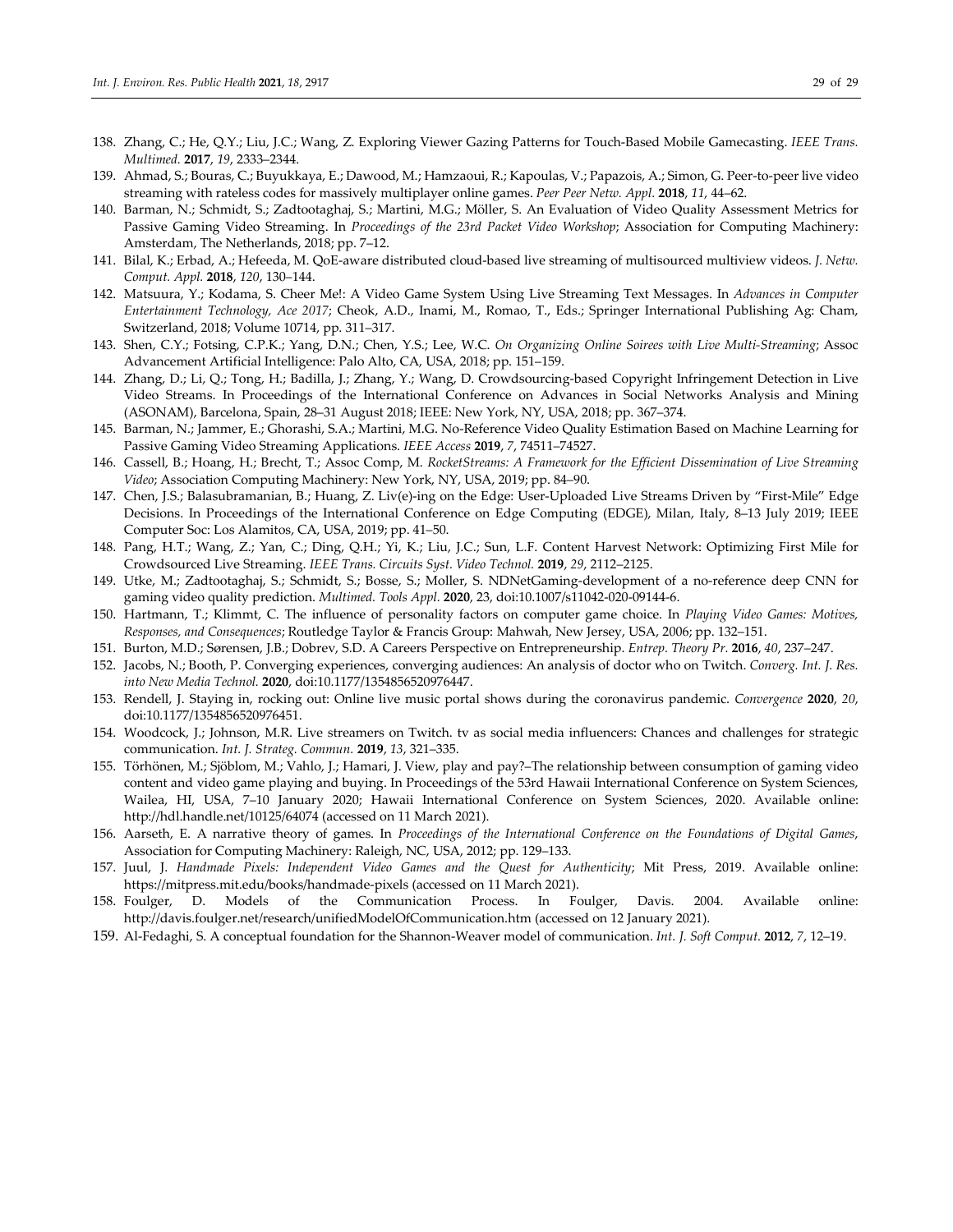138. Zhang, C.; He, Q.Y.; Liu, J.C.; Wang, Z. Exploring Viewer Gazing Patterns for Touch-Based Mobile Gamecasting. *IEEE Trans. Multimed.* **2017**, *19*, 2333–2344.
139. Ahmad, S.; Bouras, C.; Buyukkaya, E.; Dawood, M.; Hamzaoui, R.; Kapoulas, V.; Papazois, A.; Simon, G. Peer-to-peer live video streaming with rateless codes for massively multiplayer online games. *Peer Peer Netw. Appl.* **2018**, *11*, 44–62.
140. Barman, N.; Schmidt, S.; Zadtootaghaj, S.; Martini, M.G.; Möller, S. An Evaluation of Video Quality Assessment Metrics for Passive Gaming Video Streaming. In *Proceedings of the 23rd Packet Video Workshop*; Association for Computing Machinery: Amsterdam, The Netherlands, 2018; pp. 7–12.
141. Bilal, K.; Erbad, A.; Hefeeda, M. QoE-aware distributed cloud-based live streaming of multisourced multiview videos. *J. Netw. Comput. Appl.* **2018**, *120*, 130–144.
142. Matsuura, Y.; Kodama, S. Cheer Me!: A Video Game System Using Live Streaming Text Messages. In *Advances in Computer Entertainment Technology, Ace 2017*; Cheok, A.D., Inami, M., Romao, T., Eds.; Springer International Publishing Ag: Cham, Switzerland, 2018; Volume 10714, pp. 311–317.
143. Shen, C.Y.; Fotsing, C.P.K.; Yang, D.N.; Chen, Y.S.; Lee, W.C. *On Organizing Online Soirees with Live Multi-Streaming*; Assoc Advancement Artificial Intelligence: Palo Alto, CA, USA, 2018; pp. 151–159.
144. Zhang, D.; Li, Q.; Tong, H.; Badilla, J.; Zhang, Y.; Wang, D. Crowdsourcing-based Copyright Infringement Detection in Live Video Streams. In Proceedings of the International Conference on Advances in Social Networks Analysis and Mining (ASONAM), Barcelona, Spain, 28–31 August 2018; IEEE: New York, NY, USA, 2018; pp. 367–374.
145. Barman, N.; Jammer, E.; Ghorashi, S.A.; Martini, M.G. No-Reference Video Quality Estimation Based on Machine Learning for Passive Gaming Video Streaming Applications. *IEEE Access* **2019**, *7*, 74511–74527.
146. Cassell, B.; Hoang, H.; Brecht, T.; Assoc Comp, M. *RocketStreams: A Framework for the Efficient Dissemination of Live Streaming Video*; Association Computing Machinery: New York, NY, USA, 2019; pp. 84–90.
147. Chen, J.S.; Balasubramanian, B.; Huang, Z. Liv(e)-ing on the Edge: User-Uploaded Live Streams Driven by "First-Mile" Edge Decisions. In Proceedings of the International Conference on Edge Computing (EDGE), Milan, Italy, 8–13 July 2019; IEEE Computer Soc: Los Alamitos, CA, USA, 2019; pp. 41–50.
148. Pang, H.T.; Wang, Z.; Yan, C.; Ding, Q.H.; Yi, K.; Liu, J.C.; Sun, L.F. Content Harvest Network: Optimizing First Mile for Crowdsourced Live Streaming. *IEEE Trans. Circuits Syst. Video Technol.* **2019**, *29*, 2112–2125.
149. Utke, M.; Zadtootaghaj, S.; Schmidt, S.; Bosse, S.; Moller, S. NDNetGaming-development of a no-reference deep CNN for gaming video quality prediction. *Multimed. Tools Appl.* **2020**, 23, doi:10.1007/s11042-020-09144-6.
150. Hartmann, T.; Klimmt, C. The influence of personality factors on computer game choice. In *Playing Video Games: Motives, Responses, and Consequences*; Routledge Taylor & Francis Group: Mahwah, New Jersey, USA, 2006; pp. 132–151.
151. Burton, M.D.; Sørensen, J.B.; Dobrev, S.D. A Careers Perspective on Entrepreneurship. *Entrep. Theory Pr.* **2016**, *40*, 237–247.
152. Jacobs, N.; Booth, P. Converging experiences, converging audiences: An analysis of doctor who on Twitch. *Converg. Int. J. Res. into New Media Technol.* **2020**, doi:10.1177/1354856520976447.
153. Rendell, J. Staying in, rocking out: Online live music portal shows during the coronavirus pandemic. *Convergence* **2020**, *20*, doi:10.1177/1354856520976451.
154. Woodcock, J.; Johnson, M.R. Live streamers on Twitch. tv as social media influencers: Chances and challenges for strategic communication. *Int. J. Strateg. Commun.* **2019**, *13*, 321–335.
155. Törhönen, M.; Sjöblom, M.; Vahlo, J.; Hamari, J. View, play and pay?–The relationship between consumption of gaming video content and video game playing and buying. In Proceedings of the 53rd Hawaii International Conference on System Sciences, Wailea, HI, USA, 7–10 January 2020; Hawaii International Conference on System Sciences, 2020. Available online: http://hdl.handle.net/10125/64074 (accessed on 11 March 2021).
156. Aarseth, E. A narrative theory of games. In *Proceedings of the International Conference on the Foundations of Digital Games*, Association for Computing Machinery: Raleigh, NC, USA, 2012; pp. 129–133.
157. Juul, J. *Handmade Pixels: Independent Video Games and the Quest for Authenticity*; Mit Press, 2019. Available online: https://mitpress.mit.edu/books/handmade-pixels (accessed on 11 March 2021).
158. Foulger, D. Models of the Communication Process. In Foulger, Davis. 2004. Available online: http://davis.foulger.net/research/unifiedModelOfCommunication.htm (accessed on 12 January 2021).
159. Al-Fedaghi, S. A conceptual foundation for the Shannon-Weaver model of communication. *Int. J. Soft Comput.* **2012**, *7*, 12–19.